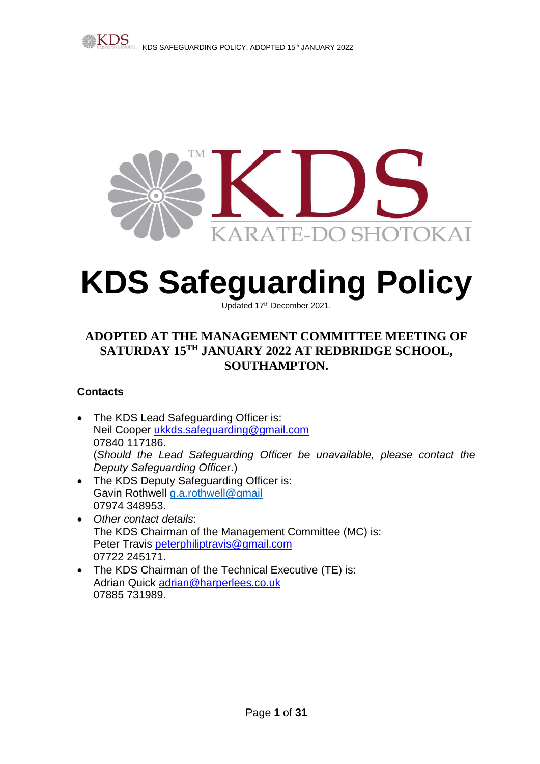# KDS Safeguarding Policy

Updated 17th December 2021.

## ADOPTED AT THE MANAGEMENT COMMITTEE MEETING OF SATURDAY 15TH JANUARY 2022 AT REDBRIDGE SCHOOL, SOUTHAMPTON.

### Contacts

- The KDS Lead Safeguarding Officer is:
  Neil Cooper ukkds.safeguarding@gmail.com
  07840 117186.
  (*Should the Lead Safeguarding Officer be unavailable, please contact the Deputy Safeguarding Officer*.)
- The KDS Deputy Safeguarding Officer is:
  Gavin Rothwell g.a.rothwell@gmail
  07974 348953.
- *Other contact details*:
  The KDS Chairman of the Management Committee (MC) is:
  Peter Travis peterphiliptravis@gmail.com
  07722 245171.
- The KDS Chairman of the Technical Executive (TE) is:
  Adrian Quick adrian@harperlees.co.uk
  07885 731989.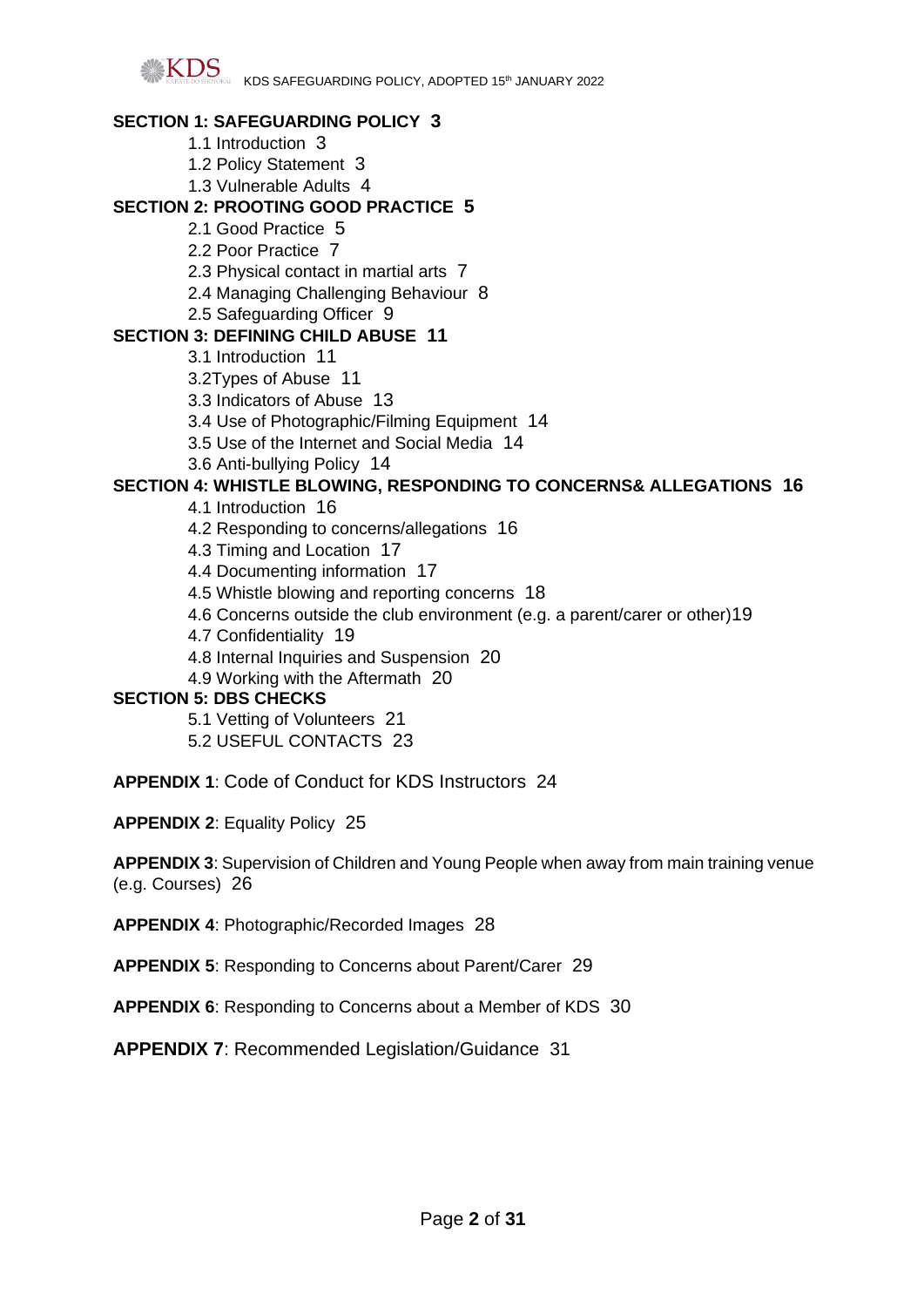**SECTION 1: SAFEGUARDING POLICY 3**

- 1.1 Introduction 3
- 1.2 Policy Statement 3
- 1.3 Vulnerable Adults 4

**SECTION 2: PROOTING GOOD PRACTICE 5**

- 2.1 Good Practice 5
- 2.2 Poor Practice 7
- 2.3 Physical contact in martial arts 7
- 2.4 Managing Challenging Behaviour 8
- 2.5 Safeguarding Officer 9

**SECTION 3: DEFINING CHILD ABUSE 11**

- 3.1 Introduction 11
- 3.2Types of Abuse 11
- 3.3 Indicators of Abuse 13
- 3.4 Use of Photographic/Filming Equipment 14
- 3.5 Use of the Internet and Social Media 14
- 3.6 Anti-bullying Policy 14

**SECTION 4: WHISTLE BLOWING, RESPONDING TO CONCERNS& ALLEGATIONS 16**

- 4.1 Introduction 16
- 4.2 Responding to concerns/allegations 16
- 4.3 Timing and Location 17
- 4.4 Documenting information 17
- 4.5 Whistle blowing and reporting concerns 18
- 4.6 Concerns outside the club environment (e.g. a parent/carer or other)19
- 4.7 Confidentiality 19
- 4.8 Internal Inquiries and Suspension 20
- 4.9 Working with the Aftermath 20

**SECTION 5: DBS CHECKS**

- 5.1 Vetting of Volunteers 21
- 5.2 USEFUL CONTACTS 23

**APPENDIX 1**: Code of Conduct for KDS Instructors 24

**APPENDIX 2**: Equality Policy 25

**APPENDIX 3**: Supervision of Children and Young People when away from main training venue (e.g. Courses) 26

**APPENDIX 4**: Photographic/Recorded Images 28

**APPENDIX 5**: Responding to Concerns about Parent/Carer 29

**APPENDIX 6**: Responding to Concerns about a Member of KDS 30

**APPENDIX 7**: Recommended Legislation/Guidance 31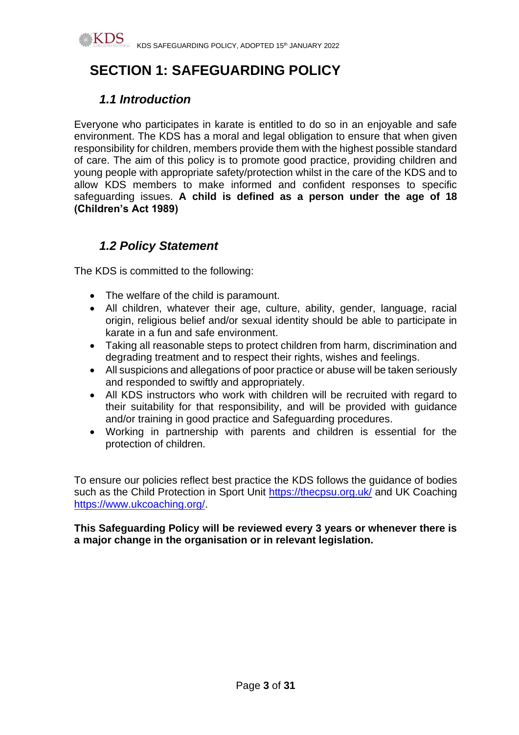# SECTION 1: SAFEGUARDING POLICY

## *1.1 Introduction*

Everyone who participates in karate is entitled to do so in an enjoyable and safe environment. The KDS has a moral and legal obligation to ensure that when given responsibility for children, members provide them with the highest possible standard of care. The aim of this policy is to promote good practice, providing children and young people with appropriate safety/protection whilst in the care of the KDS and to allow KDS members to make informed and confident responses to specific safeguarding issues. **A child is defined as a person under the age of 18 (Children's Act 1989)**

## *1.2 Policy Statement*

The KDS is committed to the following:

- The welfare of the child is paramount.
- All children, whatever their age, culture, ability, gender, language, racial origin, religious belief and/or sexual identity should be able to participate in karate in a fun and safe environment.
- Taking all reasonable steps to protect children from harm, discrimination and degrading treatment and to respect their rights, wishes and feelings.
- All suspicions and allegations of poor practice or abuse will be taken seriously and responded to swiftly and appropriately.
- All KDS instructors who work with children will be recruited with regard to their suitability for that responsibility, and will be provided with guidance and/or training in good practice and Safeguarding procedures.
- Working in partnership with parents and children is essential for the protection of children.

To ensure our policies reflect best practice the KDS follows the guidance of bodies such as the Child Protection in Sport Unit https://thecpsu.org.uk/ and UK Coaching https://www.ukcoaching.org/.

**This Safeguarding Policy will be reviewed every 3 years or whenever there is a major change in the organisation or in relevant legislation.**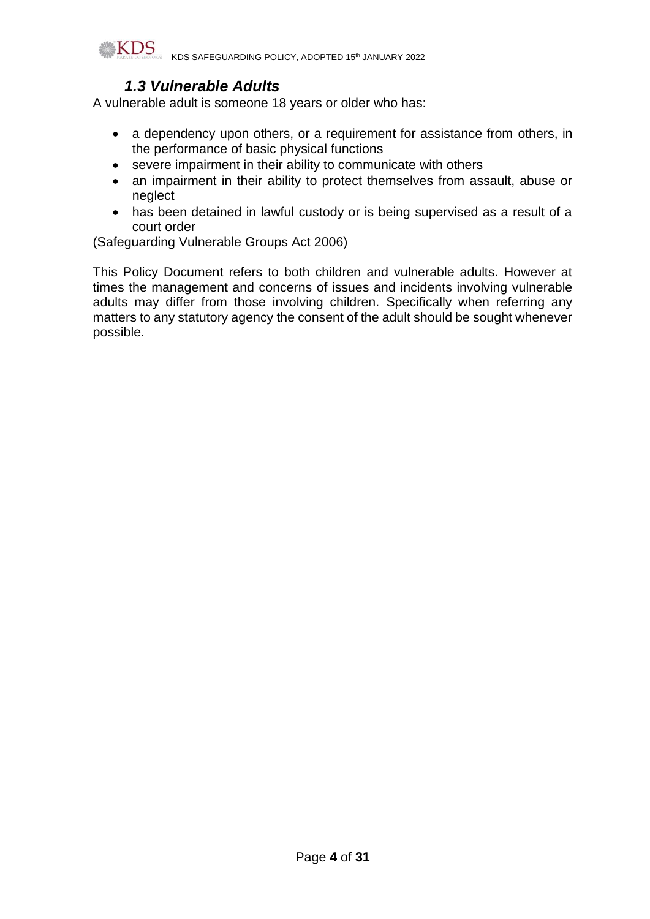### *1.3 Vulnerable Adults*

A vulnerable adult is someone 18 years or older who has:

- a dependency upon others, or a requirement for assistance from others, in the performance of basic physical functions
- severe impairment in their ability to communicate with others
- an impairment in their ability to protect themselves from assault, abuse or neglect
- has been detained in lawful custody or is being supervised as a result of a court order

(Safeguarding Vulnerable Groups Act 2006)

This Policy Document refers to both children and vulnerable adults. However at times the management and concerns of issues and incidents involving vulnerable adults may differ from those involving children. Specifically when referring any matters to any statutory agency the consent of the adult should be sought whenever possible.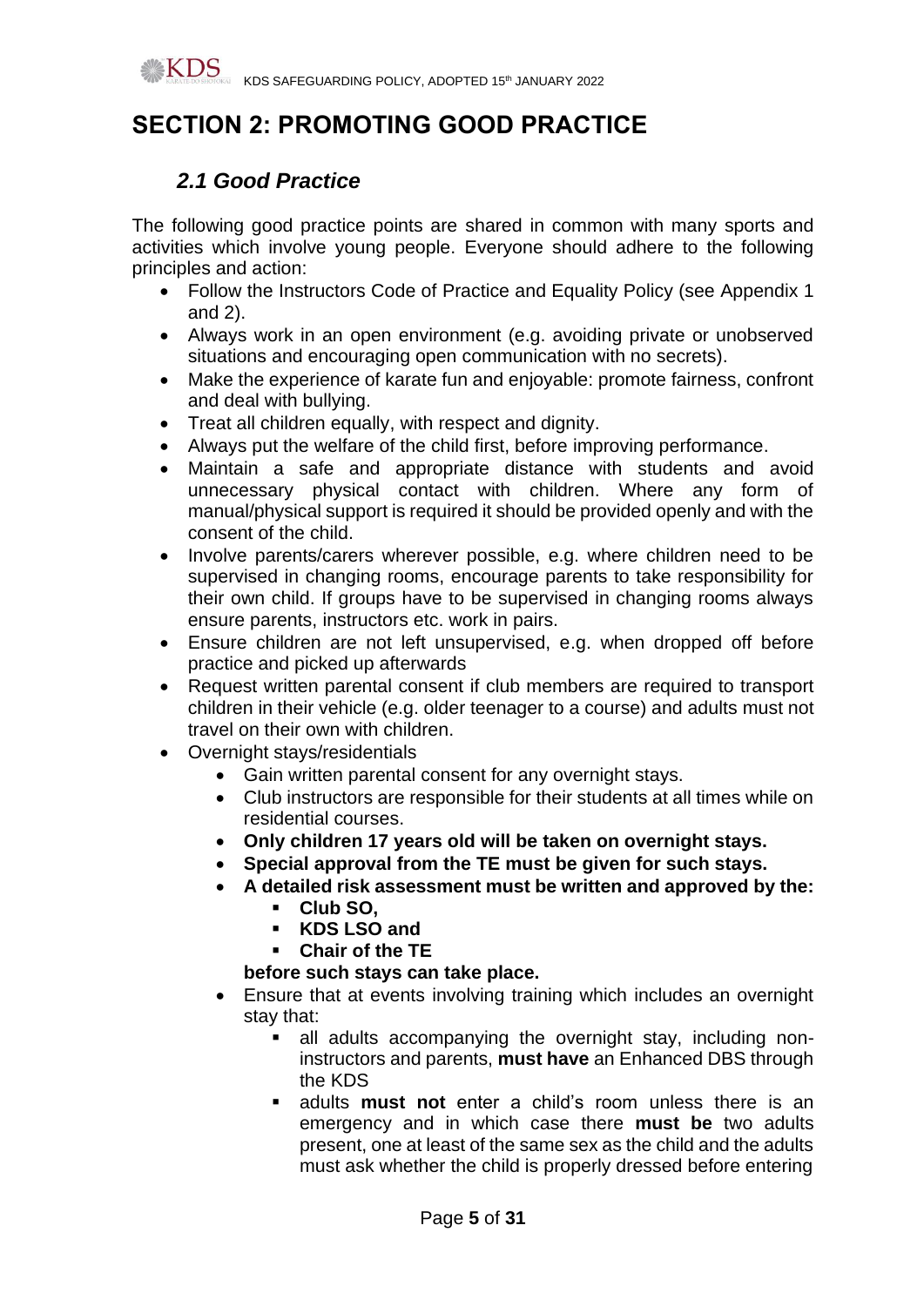# SECTION 2: PROMOTING GOOD PRACTICE

## *2.1 Good Practice*

The following good practice points are shared in common with many sports and activities which involve young people. Everyone should adhere to the following principles and action:

- Follow the Instructors Code of Practice and Equality Policy (see Appendix 1 and 2).
- Always work in an open environment (e.g. avoiding private or unobserved situations and encouraging open communication with no secrets).
- Make the experience of karate fun and enjoyable: promote fairness, confront and deal with bullying.
- Treat all children equally, with respect and dignity.
- Always put the welfare of the child first, before improving performance.
- Maintain a safe and appropriate distance with students and avoid unnecessary physical contact with children. Where any form of manual/physical support is required it should be provided openly and with the consent of the child.
- Involve parents/carers wherever possible, e.g. where children need to be supervised in changing rooms, encourage parents to take responsibility for their own child. If groups have to be supervised in changing rooms always ensure parents, instructors etc. work in pairs.
- Ensure children are not left unsupervised, e.g. when dropped off before practice and picked up afterwards
- Request written parental consent if club members are required to transport children in their vehicle (e.g. older teenager to a course) and adults must not travel on their own with children.
- Overnight stays/residentials
    - Gain written parental consent for any overnight stays.
    - Club instructors are responsible for their students at all times while on residential courses.
    - **Only children 17 years old will be taken on overnight stays.**
    - **Special approval from the TE must be given for such stays.**
    - **A detailed risk assessment must be written and approved by the:**
        - **Club SO,**
        - **KDS LSO and**
        - **Chair of the TE**

      **before such stays can take place.**
    - Ensure that at events involving training which includes an overnight stay that:
        - all adults accompanying the overnight stay, including non-instructors and parents, **must have** an Enhanced DBS through the KDS
        - adults **must not** enter a child's room unless there is an emergency and in which case there **must be** two adults present, one at least of the same sex as the child and the adults must ask whether the child is properly dressed before entering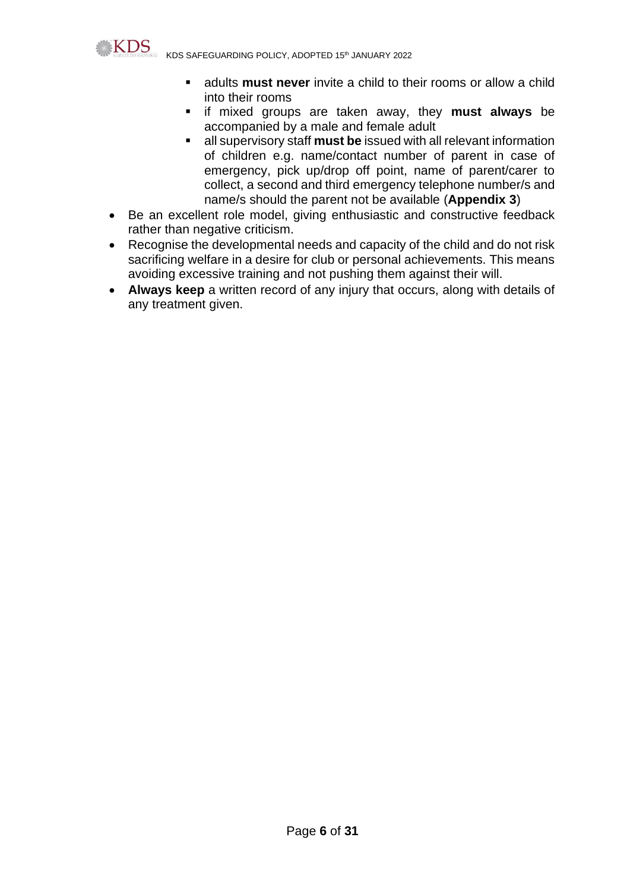- adults **must never** invite a child to their rooms or allow a child into their rooms
    - if mixed groups are taken away, they **must always** be accompanied by a male and female adult
    - all supervisory staff **must be** issued with all relevant information of children e.g. name/contact number of parent in case of emergency, pick up/drop off point, name of parent/carer to collect, a second and third emergency telephone number/s and name/s should the parent not be available (**Appendix 3**)
- Be an excellent role model, giving enthusiastic and constructive feedback rather than negative criticism.
- Recognise the developmental needs and capacity of the child and do not risk sacrificing welfare in a desire for club or personal achievements. This means avoiding excessive training and not pushing them against their will.
- **Always keep** a written record of any injury that occurs, along with details of any treatment given.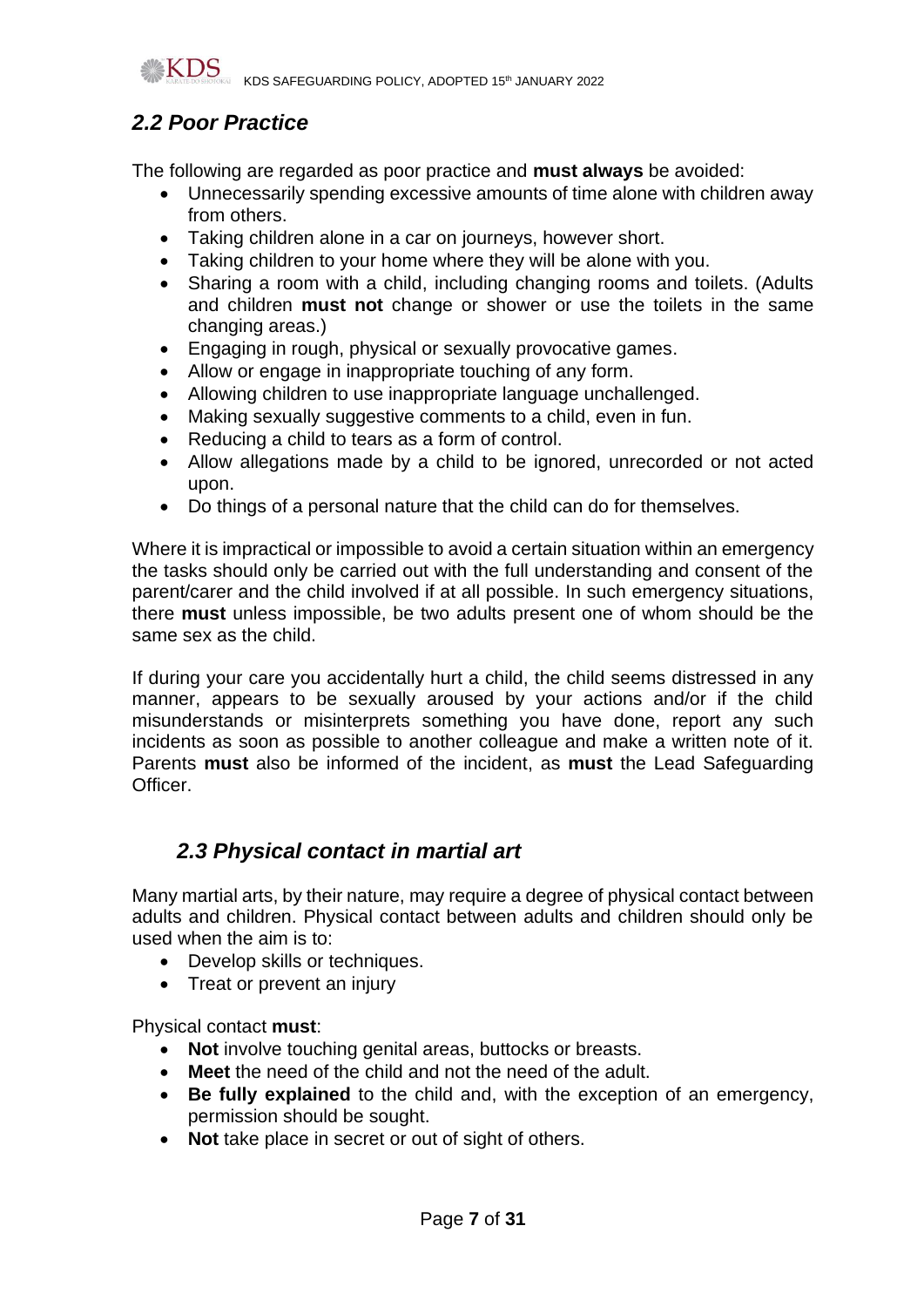## *2.2 Poor Practice*

The following are regarded as poor practice and **must always** be avoided:

- Unnecessarily spending excessive amounts of time alone with children away from others.
- Taking children alone in a car on journeys, however short.
- Taking children to your home where they will be alone with you.
- Sharing a room with a child, including changing rooms and toilets. (Adults and children **must not** change or shower or use the toilets in the same changing areas.)
- Engaging in rough, physical or sexually provocative games.
- Allow or engage in inappropriate touching of any form.
- Allowing children to use inappropriate language unchallenged.
- Making sexually suggestive comments to a child, even in fun.
- Reducing a child to tears as a form of control.
- Allow allegations made by a child to be ignored, unrecorded or not acted upon.
- Do things of a personal nature that the child can do for themselves.

Where it is impractical or impossible to avoid a certain situation within an emergency the tasks should only be carried out with the full understanding and consent of the parent/carer and the child involved if at all possible. In such emergency situations, there **must** unless impossible, be two adults present one of whom should be the same sex as the child.

If during your care you accidentally hurt a child, the child seems distressed in any manner, appears to be sexually aroused by your actions and/or if the child misunderstands or misinterprets something you have done, report any such incidents as soon as possible to another colleague and make a written note of it. Parents **must** also be informed of the incident, as **must** the Lead Safeguarding Officer.

## *2.3 Physical contact in martial art*

Many martial arts, by their nature, may require a degree of physical contact between adults and children. Physical contact between adults and children should only be used when the aim is to:

- Develop skills or techniques.
- Treat or prevent an injury

Physical contact **must**:

- **Not** involve touching genital areas, buttocks or breasts.
- **Meet** the need of the child and not the need of the adult.
- **Be fully explained** to the child and, with the exception of an emergency, permission should be sought.
- **Not** take place in secret or out of sight of others.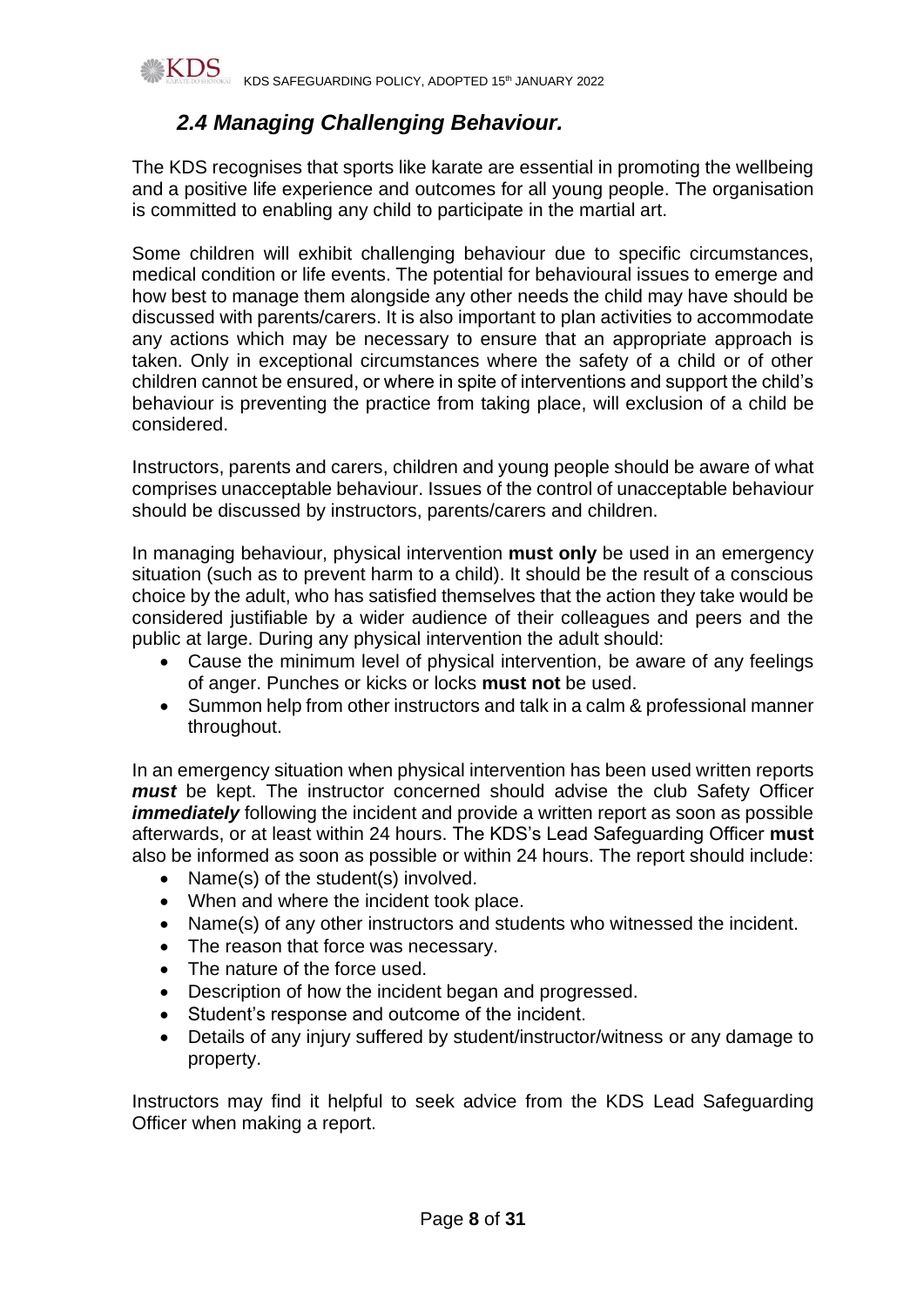## *2.4 Managing Challenging Behaviour.*

The KDS recognises that sports like karate are essential in promoting the wellbeing and a positive life experience and outcomes for all young people. The organisation is committed to enabling any child to participate in the martial art.

Some children will exhibit challenging behaviour due to specific circumstances, medical condition or life events. The potential for behavioural issues to emerge and how best to manage them alongside any other needs the child may have should be discussed with parents/carers. It is also important to plan activities to accommodate any actions which may be necessary to ensure that an appropriate approach is taken. Only in exceptional circumstances where the safety of a child or of other children cannot be ensured, or where in spite of interventions and support the child's behaviour is preventing the practice from taking place, will exclusion of a child be considered.

Instructors, parents and carers, children and young people should be aware of what comprises unacceptable behaviour. Issues of the control of unacceptable behaviour should be discussed by instructors, parents/carers and children.

In managing behaviour, physical intervention **must only** be used in an emergency situation (such as to prevent harm to a child). It should be the result of a conscious choice by the adult, who has satisfied themselves that the action they take would be considered justifiable by a wider audience of their colleagues and peers and the public at large. During any physical intervention the adult should:

- Cause the minimum level of physical intervention, be aware of any feelings of anger. Punches or kicks or locks **must not** be used.
- Summon help from other instructors and talk in a calm & professional manner throughout.

In an emergency situation when physical intervention has been used written reports ***must*** be kept. The instructor concerned should advise the club Safety Officer ***immediately*** following the incident and provide a written report as soon as possible afterwards, or at least within 24 hours. The KDS's Lead Safeguarding Officer **must** also be informed as soon as possible or within 24 hours. The report should include:

- Name(s) of the student(s) involved.
- When and where the incident took place.
- Name(s) of any other instructors and students who witnessed the incident.
- The reason that force was necessary.
- The nature of the force used.
- Description of how the incident began and progressed.
- Student's response and outcome of the incident.
- Details of any injury suffered by student/instructor/witness or any damage to property.

Instructors may find it helpful to seek advice from the KDS Lead Safeguarding Officer when making a report.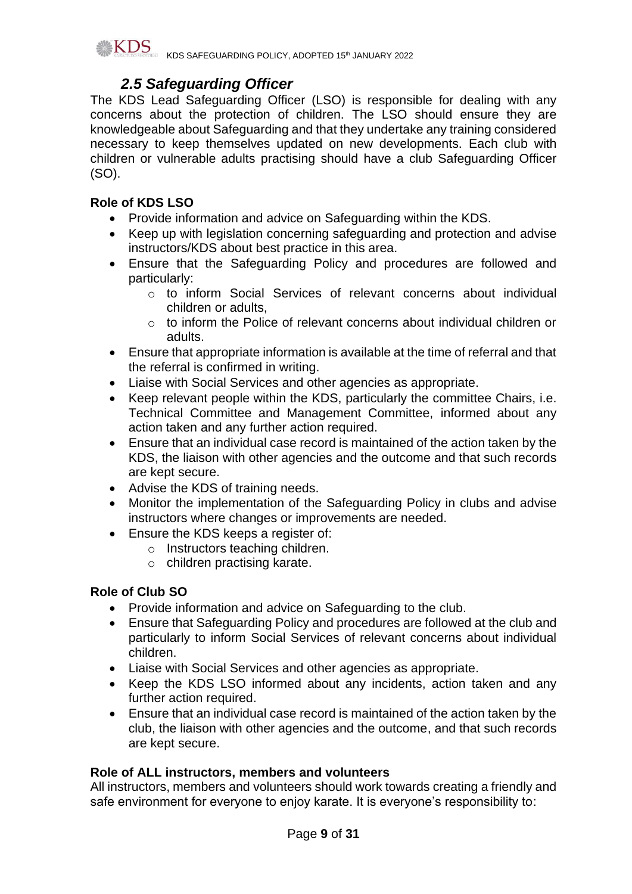## *2.5 Safeguarding Officer*

The KDS Lead Safeguarding Officer (LSO) is responsible for dealing with any concerns about the protection of children. The LSO should ensure they are knowledgeable about Safeguarding and that they undertake any training considered necessary to keep themselves updated on new developments. Each club with children or vulnerable adults practising should have a club Safeguarding Officer (SO).

**Role of KDS LSO**

- Provide information and advice on Safeguarding within the KDS.
- Keep up with legislation concerning safeguarding and protection and advise instructors/KDS about best practice in this area.
- Ensure that the Safeguarding Policy and procedures are followed and particularly:
    - to inform Social Services of relevant concerns about individual children or adults,
    - to inform the Police of relevant concerns about individual children or adults.
- Ensure that appropriate information is available at the time of referral and that the referral is confirmed in writing.
- Liaise with Social Services and other agencies as appropriate.
- Keep relevant people within the KDS, particularly the committee Chairs, i.e. Technical Committee and Management Committee, informed about any action taken and any further action required.
- Ensure that an individual case record is maintained of the action taken by the KDS, the liaison with other agencies and the outcome and that such records are kept secure.
- Advise the KDS of training needs.
- Monitor the implementation of the Safeguarding Policy in clubs and advise instructors where changes or improvements are needed.
- Ensure the KDS keeps a register of:
    - Instructors teaching children.
    - children practising karate.

**Role of Club SO**

- Provide information and advice on Safeguarding to the club.
- Ensure that Safeguarding Policy and procedures are followed at the club and particularly to inform Social Services of relevant concerns about individual children.
- Liaise with Social Services and other agencies as appropriate.
- Keep the KDS LSO informed about any incidents, action taken and any further action required.
- Ensure that an individual case record is maintained of the action taken by the club, the liaison with other agencies and the outcome, and that such records are kept secure.

**Role of ALL instructors, members and volunteers**

All instructors, members and volunteers should work towards creating a friendly and safe environment for everyone to enjoy karate. It is everyone's responsibility to: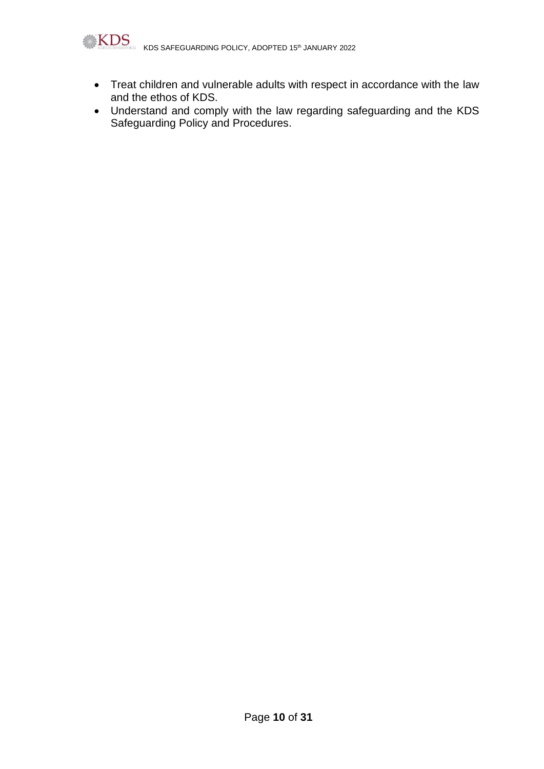- Treat children and vulnerable adults with respect in accordance with the law and the ethos of KDS.
- Understand and comply with the law regarding safeguarding and the KDS Safeguarding Policy and Procedures.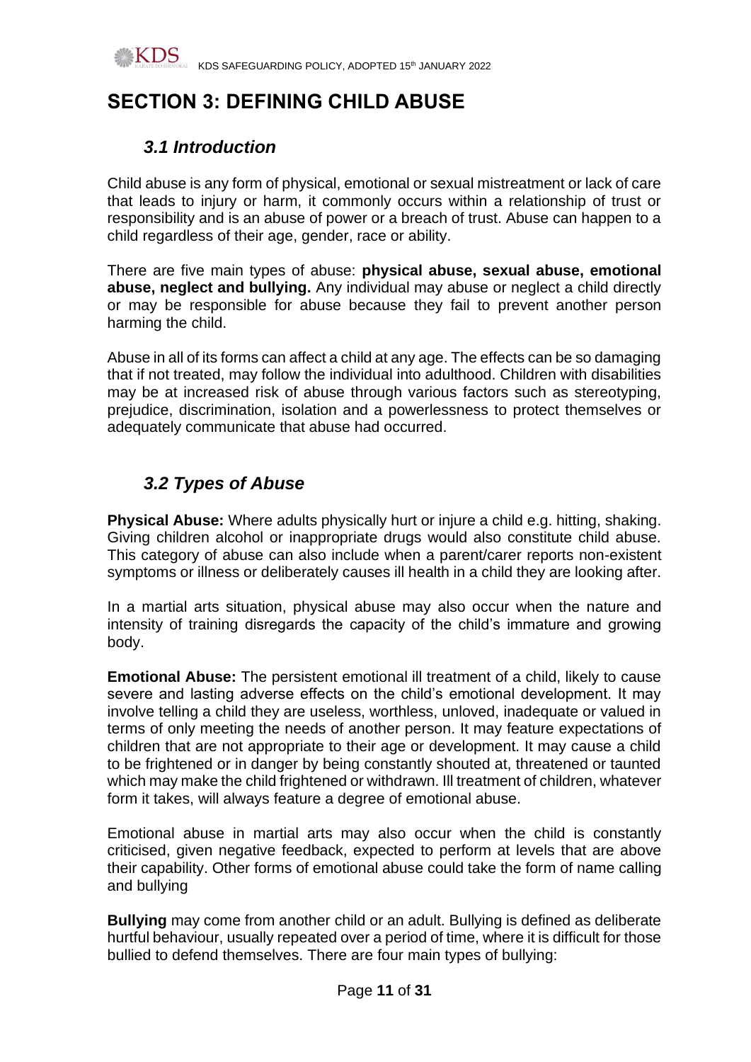# SECTION 3: DEFINING CHILD ABUSE

## *3.1 Introduction*

Child abuse is any form of physical, emotional or sexual mistreatment or lack of care that leads to injury or harm, it commonly occurs within a relationship of trust or responsibility and is an abuse of power or a breach of trust. Abuse can happen to a child regardless of their age, gender, race or ability.

There are five main types of abuse: **physical abuse, sexual abuse, emotional abuse, neglect and bullying.** Any individual may abuse or neglect a child directly or may be responsible for abuse because they fail to prevent another person harming the child.

Abuse in all of its forms can affect a child at any age. The effects can be so damaging that if not treated, may follow the individual into adulthood. Children with disabilities may be at increased risk of abuse through various factors such as stereotyping, prejudice, discrimination, isolation and a powerlessness to protect themselves or adequately communicate that abuse had occurred.

## *3.2 Types of Abuse*

**Physical Abuse:** Where adults physically hurt or injure a child e.g. hitting, shaking. Giving children alcohol or inappropriate drugs would also constitute child abuse. This category of abuse can also include when a parent/carer reports non-existent symptoms or illness or deliberately causes ill health in a child they are looking after.

In a martial arts situation, physical abuse may also occur when the nature and intensity of training disregards the capacity of the child's immature and growing body.

**Emotional Abuse:** The persistent emotional ill treatment of a child, likely to cause severe and lasting adverse effects on the child's emotional development. It may involve telling a child they are useless, worthless, unloved, inadequate or valued in terms of only meeting the needs of another person. It may feature expectations of children that are not appropriate to their age or development. It may cause a child to be frightened or in danger by being constantly shouted at, threatened or taunted which may make the child frightened or withdrawn. Ill treatment of children, whatever form it takes, will always feature a degree of emotional abuse.

Emotional abuse in martial arts may also occur when the child is constantly criticised, given negative feedback, expected to perform at levels that are above their capability. Other forms of emotional abuse could take the form of name calling and bullying

**Bullying** may come from another child or an adult. Bullying is defined as deliberate hurtful behaviour, usually repeated over a period of time, where it is difficult for those bullied to defend themselves. There are four main types of bullying: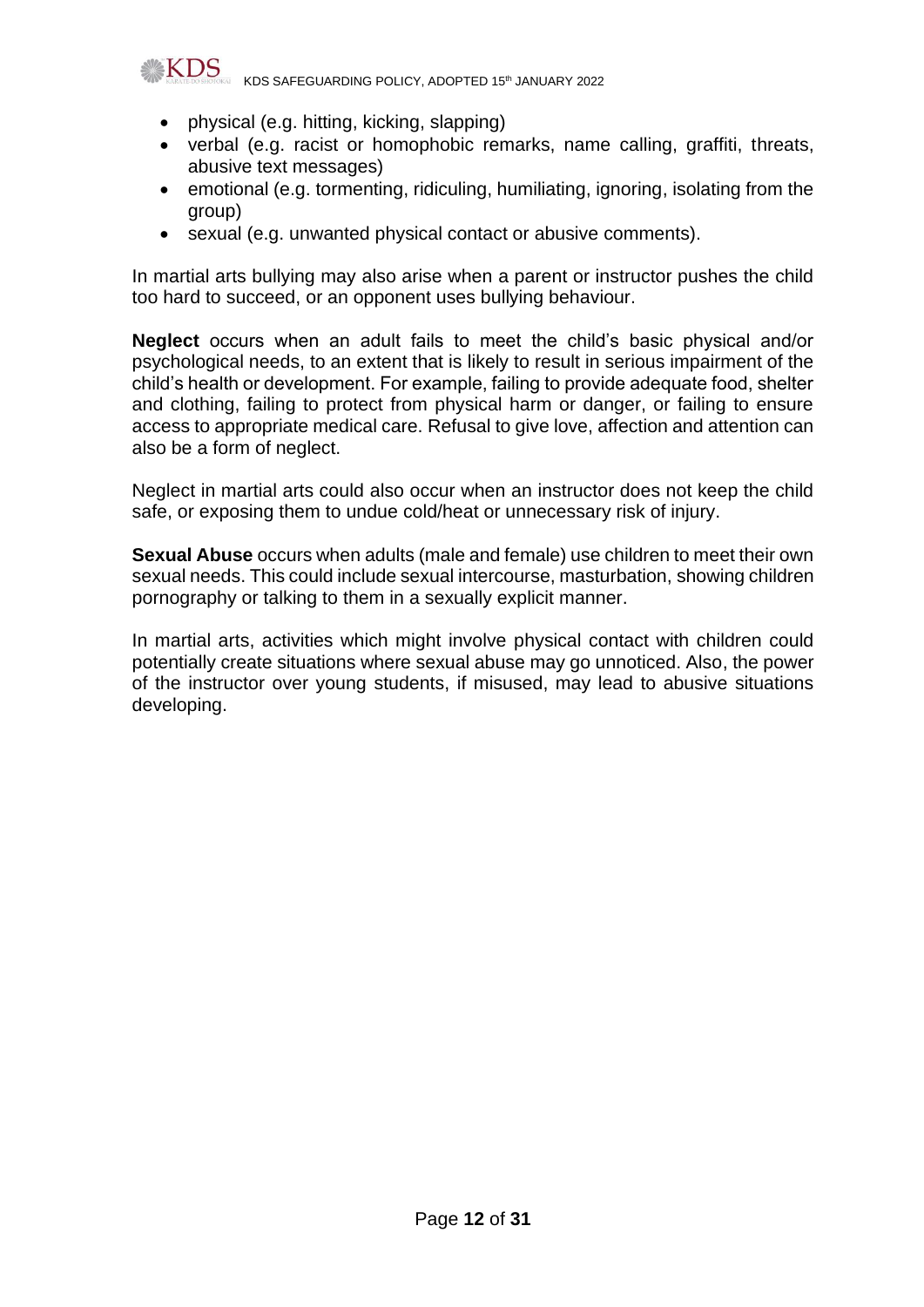- physical (e.g. hitting, kicking, slapping)
- verbal (e.g. racist or homophobic remarks, name calling, graffiti, threats, abusive text messages)
- emotional (e.g. tormenting, ridiculing, humiliating, ignoring, isolating from the group)
- sexual (e.g. unwanted physical contact or abusive comments).

In martial arts bullying may also arise when a parent or instructor pushes the child too hard to succeed, or an opponent uses bullying behaviour.

**Neglect** occurs when an adult fails to meet the child's basic physical and/or psychological needs, to an extent that is likely to result in serious impairment of the child's health or development. For example, failing to provide adequate food, shelter and clothing, failing to protect from physical harm or danger, or failing to ensure access to appropriate medical care. Refusal to give love, affection and attention can also be a form of neglect.

Neglect in martial arts could also occur when an instructor does not keep the child safe, or exposing them to undue cold/heat or unnecessary risk of injury.

**Sexual Abuse** occurs when adults (male and female) use children to meet their own sexual needs. This could include sexual intercourse, masturbation, showing children pornography or talking to them in a sexually explicit manner.

In martial arts, activities which might involve physical contact with children could potentially create situations where sexual abuse may go unnoticed. Also, the power of the instructor over young students, if misused, may lead to abusive situations developing.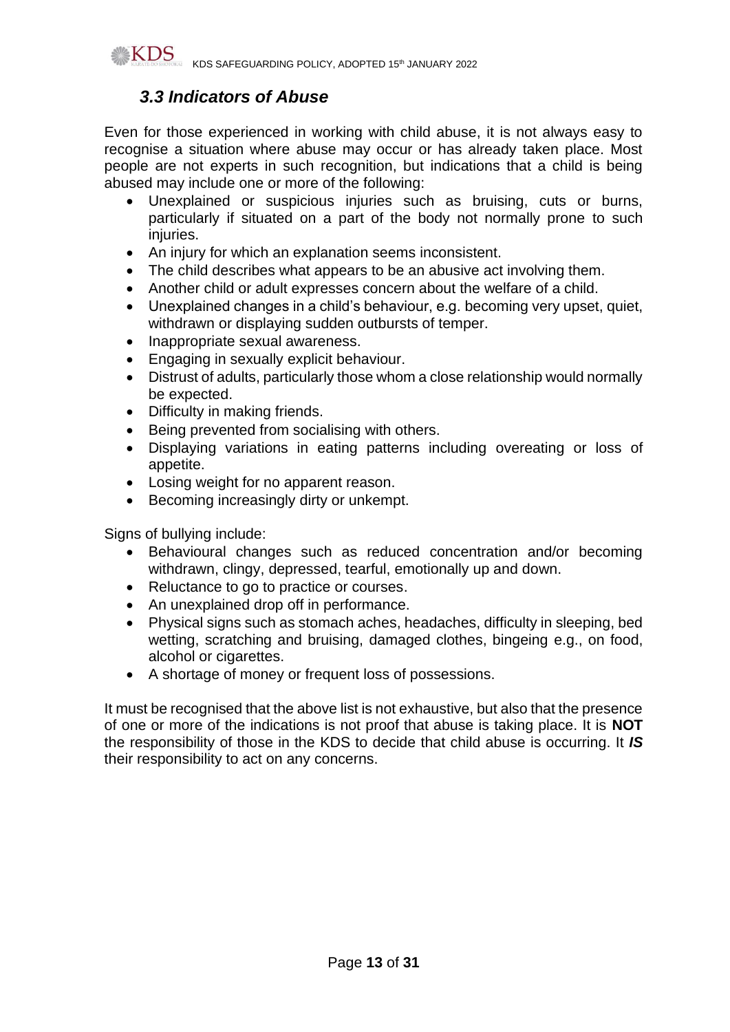### *3.3 Indicators of Abuse*

Even for those experienced in working with child abuse, it is not always easy to recognise a situation where abuse may occur or has already taken place. Most people are not experts in such recognition, but indications that a child is being abused may include one or more of the following:

- Unexplained or suspicious injuries such as bruising, cuts or burns, particularly if situated on a part of the body not normally prone to such injuries.
- An injury for which an explanation seems inconsistent.
- The child describes what appears to be an abusive act involving them.
- Another child or adult expresses concern about the welfare of a child.
- Unexplained changes in a child's behaviour, e.g. becoming very upset, quiet, withdrawn or displaying sudden outbursts of temper.
- Inappropriate sexual awareness.
- Engaging in sexually explicit behaviour.
- Distrust of adults, particularly those whom a close relationship would normally be expected.
- Difficulty in making friends.
- Being prevented from socialising with others.
- Displaying variations in eating patterns including overeating or loss of appetite.
- Losing weight for no apparent reason.
- Becoming increasingly dirty or unkempt.

Signs of bullying include:

- Behavioural changes such as reduced concentration and/or becoming withdrawn, clingy, depressed, tearful, emotionally up and down.
- Reluctance to go to practice or courses.
- An unexplained drop off in performance.
- Physical signs such as stomach aches, headaches, difficulty in sleeping, bed wetting, scratching and bruising, damaged clothes, bingeing e.g., on food, alcohol or cigarettes.
- A shortage of money or frequent loss of possessions.

It must be recognised that the above list is not exhaustive, but also that the presence of one or more of the indications is not proof that abuse is taking place. It is **NOT** the responsibility of those in the KDS to decide that child abuse is occurring. It ***IS*** their responsibility to act on any concerns.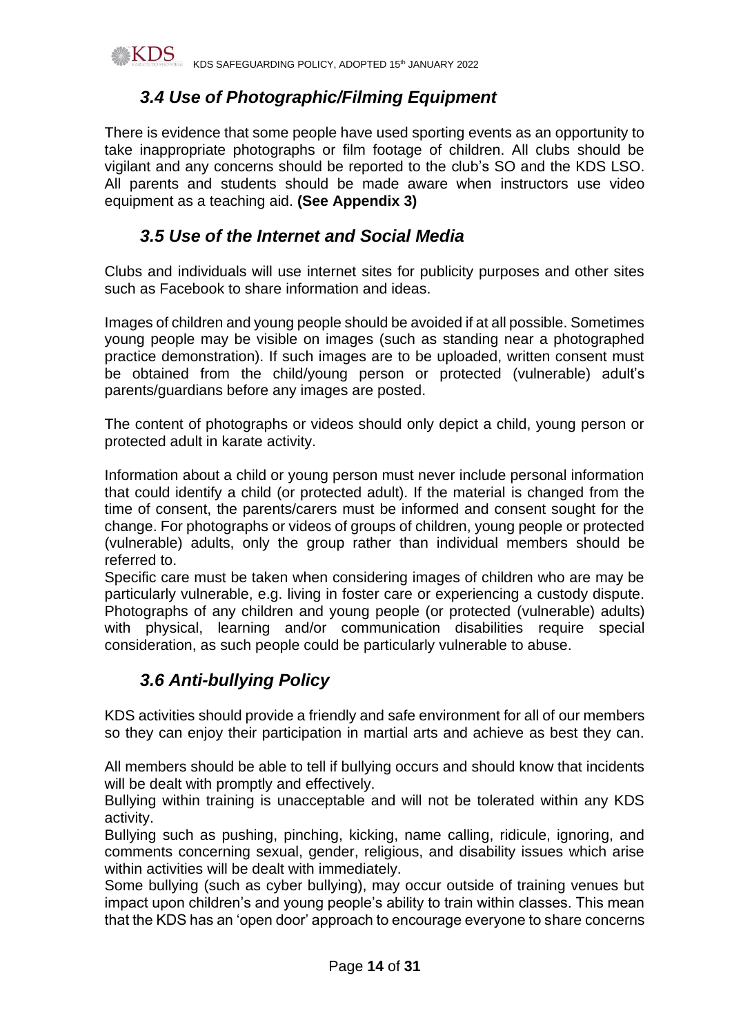### *3.4 Use of Photographic/Filming Equipment*

There is evidence that some people have used sporting events as an opportunity to take inappropriate photographs or film footage of children. All clubs should be vigilant and any concerns should be reported to the club's SO and the KDS LSO. All parents and students should be made aware when instructors use video equipment as a teaching aid. **(See Appendix 3)**

### *3.5 Use of the Internet and Social Media*

Clubs and individuals will use internet sites for publicity purposes and other sites such as Facebook to share information and ideas.

Images of children and young people should be avoided if at all possible. Sometimes young people may be visible on images (such as standing near a photographed practice demonstration). If such images are to be uploaded, written consent must be obtained from the child/young person or protected (vulnerable) adult's parents/guardians before any images are posted.

The content of photographs or videos should only depict a child, young person or protected adult in karate activity.

Information about a child or young person must never include personal information that could identify a child (or protected adult). If the material is changed from the time of consent, the parents/carers must be informed and consent sought for the change. For photographs or videos of groups of children, young people or protected (vulnerable) adults, only the group rather than individual members should be referred to.
Specific care must be taken when considering images of children who are may be particularly vulnerable, e.g. living in foster care or experiencing a custody dispute. Photographs of any children and young people (or protected (vulnerable) adults) with physical, learning and/or communication disabilities require special consideration, as such people could be particularly vulnerable to abuse.

### *3.6 Anti-bullying Policy*

KDS activities should provide a friendly and safe environment for all of our members so they can enjoy their participation in martial arts and achieve as best they can.

All members should be able to tell if bullying occurs and should know that incidents will be dealt with promptly and effectively.
Bullying within training is unacceptable and will not be tolerated within any KDS activity.
Bullying such as pushing, pinching, kicking, name calling, ridicule, ignoring, and comments concerning sexual, gender, religious, and disability issues which arise within activities will be dealt with immediately.
Some bullying (such as cyber bullying), may occur outside of training venues but impact upon children's and young people's ability to train within classes. This mean that the KDS has an 'open door' approach to encourage everyone to share concerns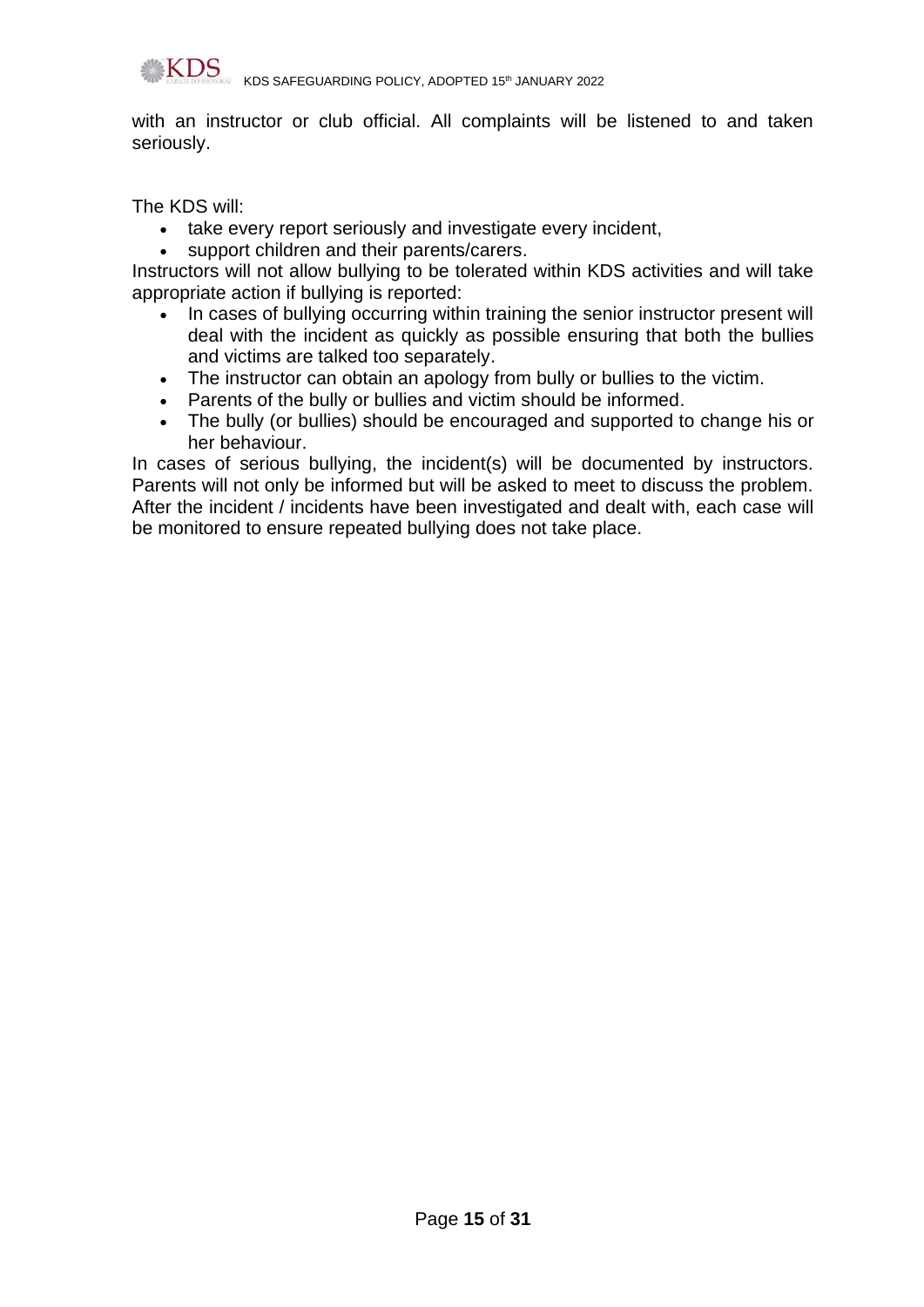with an instructor or club official. All complaints will be listened to and taken seriously.

The KDS will:

- take every report seriously and investigate every incident,
- support children and their parents/carers.

Instructors will not allow bullying to be tolerated within KDS activities and will take appropriate action if bullying is reported:

- In cases of bullying occurring within training the senior instructor present will deal with the incident as quickly as possible ensuring that both the bullies and victims are talked too separately.
- The instructor can obtain an apology from bully or bullies to the victim.
- Parents of the bully or bullies and victim should be informed.
- The bully (or bullies) should be encouraged and supported to change his or her behaviour.

In cases of serious bullying, the incident(s) will be documented by instructors. Parents will not only be informed but will be asked to meet to discuss the problem. After the incident / incidents have been investigated and dealt with, each case will be monitored to ensure repeated bullying does not take place.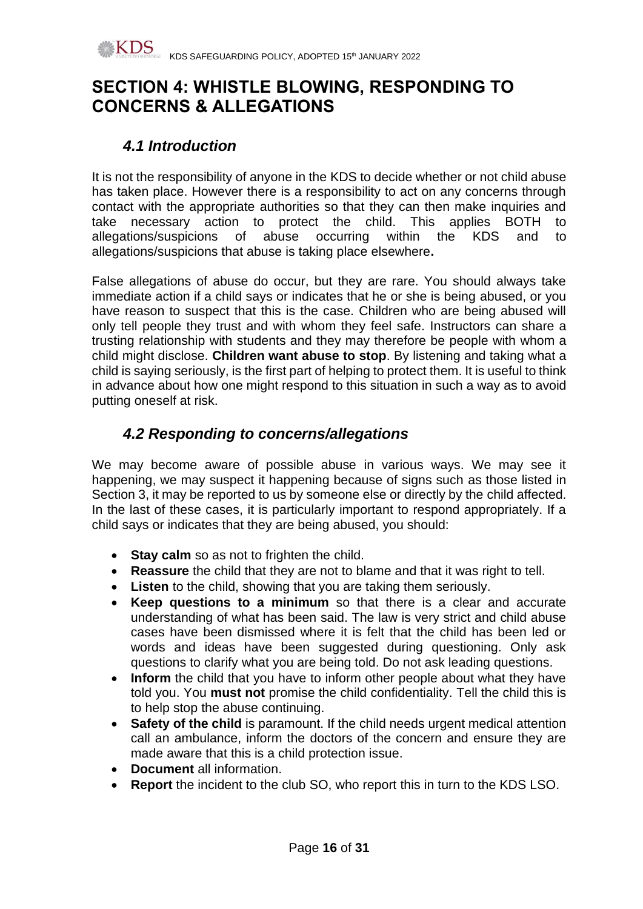# SECTION 4: WHISTLE BLOWING, RESPONDING TO CONCERNS & ALLEGATIONS

## *4.1 Introduction*

It is not the responsibility of anyone in the KDS to decide whether or not child abuse has taken place. However there is a responsibility to act on any concerns through contact with the appropriate authorities so that they can then make inquiries and take necessary action to protect the child. This applies BOTH to allegations/suspicions of abuse occurring within the KDS and to allegations/suspicions that abuse is taking place elsewhere**.**

False allegations of abuse do occur, but they are rare. You should always take immediate action if a child says or indicates that he or she is being abused, or you have reason to suspect that this is the case. Children who are being abused will only tell people they trust and with whom they feel safe. Instructors can share a trusting relationship with students and they may therefore be people with whom a child might disclose. **Children want abuse to stop**. By listening and taking what a child is saying seriously, is the first part of helping to protect them. It is useful to think in advance about how one might respond to this situation in such a way as to avoid putting oneself at risk.

## *4.2 Responding to concerns/allegations*

We may become aware of possible abuse in various ways. We may see it happening, we may suspect it happening because of signs such as those listed in Section 3, it may be reported to us by someone else or directly by the child affected. In the last of these cases, it is particularly important to respond appropriately. If a child says or indicates that they are being abused, you should:

- **Stay calm** so as not to frighten the child.
- **Reassure** the child that they are not to blame and that it was right to tell.
- **Listen** to the child, showing that you are taking them seriously.
- **Keep questions to a minimum** so that there is a clear and accurate understanding of what has been said. The law is very strict and child abuse cases have been dismissed where it is felt that the child has been led or words and ideas have been suggested during questioning. Only ask questions to clarify what you are being told. Do not ask leading questions.
- **Inform** the child that you have to inform other people about what they have told you. You **must not** promise the child confidentiality. Tell the child this is to help stop the abuse continuing.
- **Safety of the child** is paramount. If the child needs urgent medical attention call an ambulance, inform the doctors of the concern and ensure they are made aware that this is a child protection issue.
- **Document** all information.
- **Report** the incident to the club SO, who report this in turn to the KDS LSO.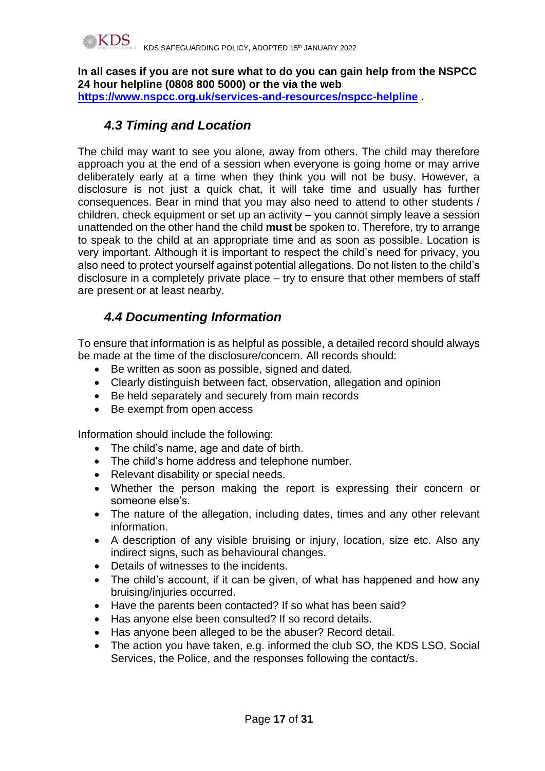**In all cases if you are not sure what to do you can gain help from the NSPCC 24 hour helpline (0808 800 5000) or the via the web [https://www.nspcc.org.uk/services-and-resources/nspcc-helpline](https://www.nspcc.org.uk/services-and-resources/nspcc-helpline) .**

### *4.3 Timing and Location*

The child may want to see you alone, away from others. The child may therefore approach you at the end of a session when everyone is going home or may arrive deliberately early at a time when they think you will not be busy. However, a disclosure is not just a quick chat, it will take time and usually has further consequences. Bear in mind that you may also need to attend to other students / children, check equipment or set up an activity – you cannot simply leave a session unattended on the other hand the child **must** be spoken to. Therefore, try to arrange to speak to the child at an appropriate time and as soon as possible. Location is very important. Although it is important to respect the child's need for privacy, you also need to protect yourself against potential allegations. Do not listen to the child's disclosure in a completely private place – try to ensure that other members of staff are present or at least nearby.

### *4.4 Documenting Information*

To ensure that information is as helpful as possible, a detailed record should always be made at the time of the disclosure/concern. All records should:

- Be written as soon as possible, signed and dated.
- Clearly distinguish between fact, observation, allegation and opinion
- Be held separately and securely from main records
- Be exempt from open access

Information should include the following:

- The child's name, age and date of birth.
- The child's home address and telephone number.
- Relevant disability or special needs.
- Whether the person making the report is expressing their concern or someone else's.
- The nature of the allegation, including dates, times and any other relevant information.
- A description of any visible bruising or injury, location, size etc. Also any indirect signs, such as behavioural changes.
- Details of witnesses to the incidents.
- The child's account, if it can be given, of what has happened and how any bruising/injuries occurred.
- Have the parents been contacted? If so what has been said?
- Has anyone else been consulted? If so record details.
- Has anyone been alleged to be the abuser? Record detail.
- The action you have taken, e.g. informed the club SO, the KDS LSO, Social Services, the Police, and the responses following the contact/s.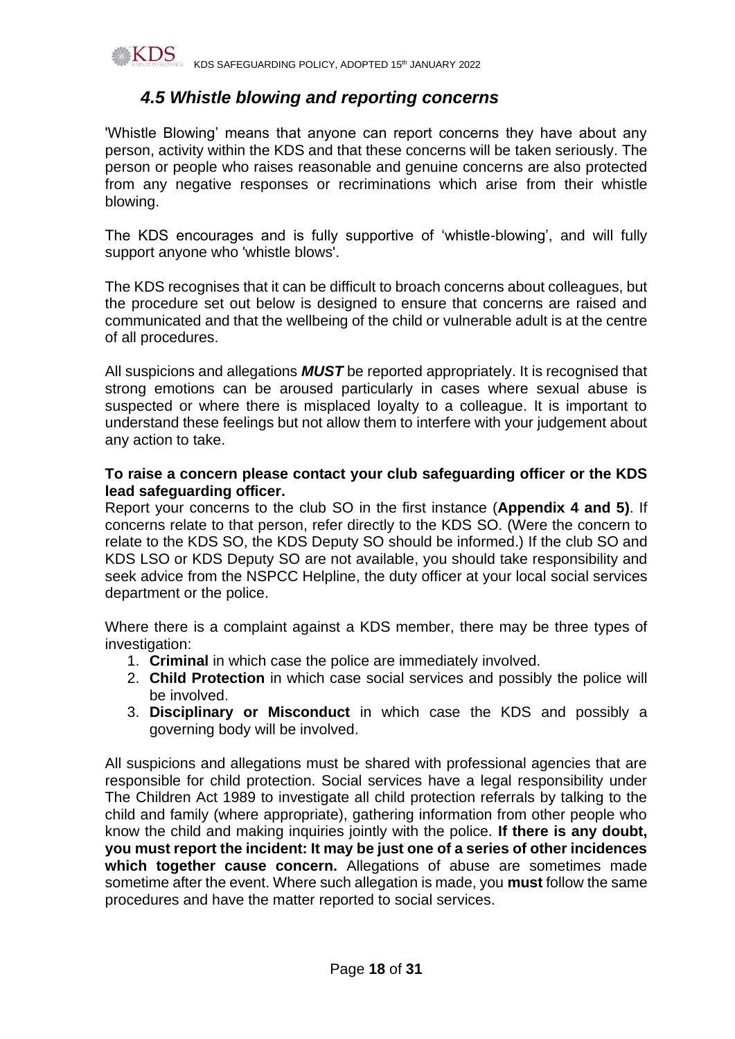## *4.5 Whistle blowing and reporting concerns*

'Whistle Blowing' means that anyone can report concerns they have about any person, activity within the KDS and that these concerns will be taken seriously. The person or people who raises reasonable and genuine concerns are also protected from any negative responses or recriminations which arise from their whistle blowing.

The KDS encourages and is fully supportive of 'whistle-blowing', and will fully support anyone who 'whistle blows'.

The KDS recognises that it can be difficult to broach concerns about colleagues, but the procedure set out below is designed to ensure that concerns are raised and communicated and that the wellbeing of the child or vulnerable adult is at the centre of all procedures.

All suspicions and allegations ***MUST*** be reported appropriately. It is recognised that strong emotions can be aroused particularly in cases where sexual abuse is suspected or where there is misplaced loyalty to a colleague. It is important to understand these feelings but not allow them to interfere with your judgement about any action to take.

**To raise a concern please contact your club safeguarding officer or the KDS lead safeguarding officer.**

Report your concerns to the club SO in the first instance (**Appendix 4 and 5)**. If concerns relate to that person, refer directly to the KDS SO. (Were the concern to relate to the KDS SO, the KDS Deputy SO should be informed.) If the club SO and KDS LSO or KDS Deputy SO are not available, you should take responsibility and seek advice from the NSPCC Helpline, the duty officer at your local social services department or the police.

Where there is a complaint against a KDS member, there may be three types of investigation:

1. **Criminal** in which case the police are immediately involved.
2. **Child Protection** in which case social services and possibly the police will be involved.
3. **Disciplinary or Misconduct** in which case the KDS and possibly a governing body will be involved.

All suspicions and allegations must be shared with professional agencies that are responsible for child protection. Social services have a legal responsibility under The Children Act 1989 to investigate all child protection referrals by talking to the child and family (where appropriate), gathering information from other people who know the child and making inquiries jointly with the police. **If there is any doubt, you must report the incident: It may be just one of a series of other incidences which together cause concern.** Allegations of abuse are sometimes made sometime after the event. Where such allegation is made, you **must** follow the same procedures and have the matter reported to social services.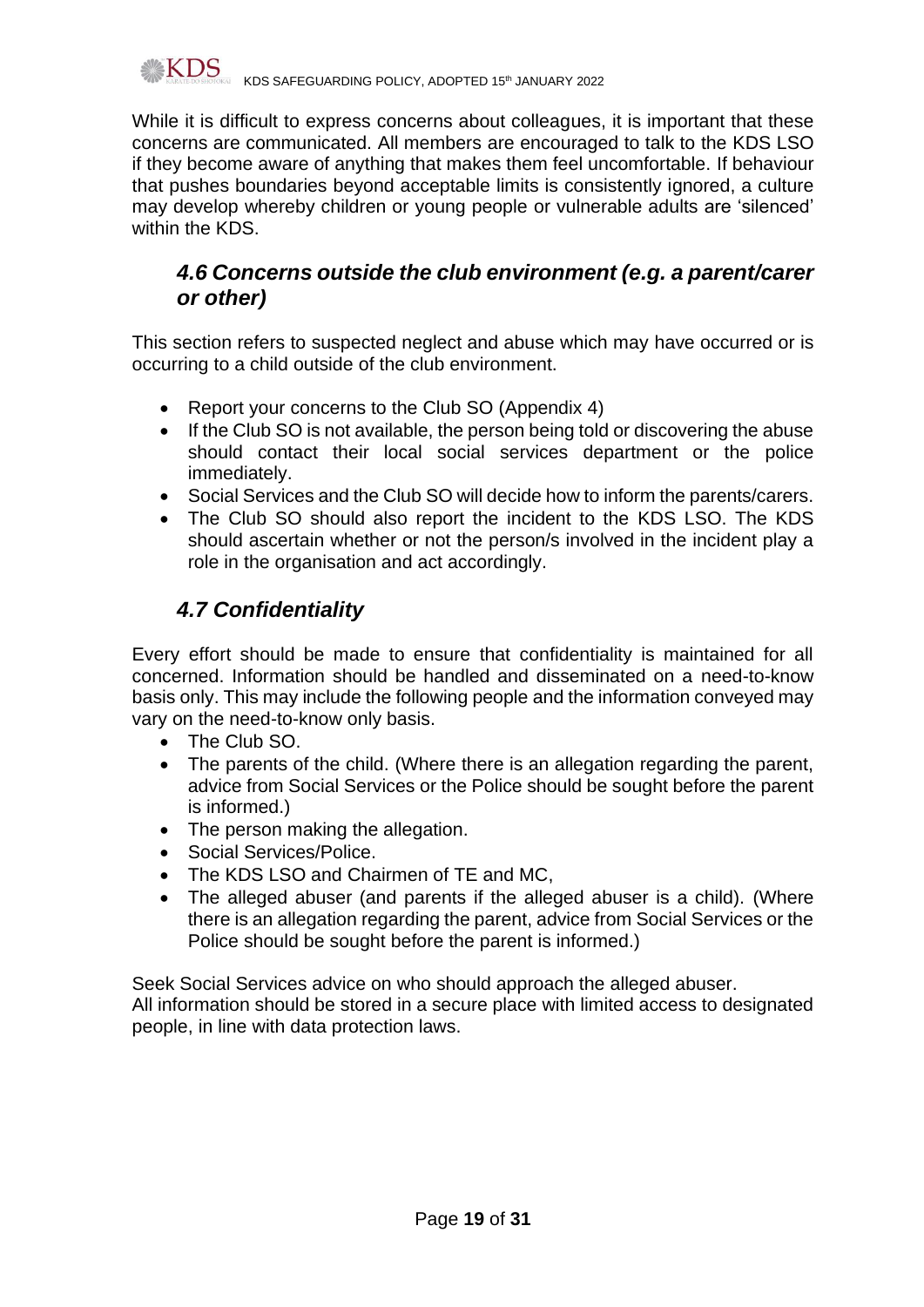While it is difficult to express concerns about colleagues, it is important that these concerns are communicated. All members are encouraged to talk to the KDS LSO if they become aware of anything that makes them feel uncomfortable. If behaviour that pushes boundaries beyond acceptable limits is consistently ignored, a culture may develop whereby children or young people or vulnerable adults are 'silenced' within the KDS.

### *4.6 Concerns outside the club environment (e.g. a parent/carer or other)*

This section refers to suspected neglect and abuse which may have occurred or is occurring to a child outside of the club environment.

- Report your concerns to the Club SO (Appendix 4)
- If the Club SO is not available, the person being told or discovering the abuse should contact their local social services department or the police immediately.
- Social Services and the Club SO will decide how to inform the parents/carers.
- The Club SO should also report the incident to the KDS LSO. The KDS should ascertain whether or not the person/s involved in the incident play a role in the organisation and act accordingly.

### *4.7 Confidentiality*

Every effort should be made to ensure that confidentiality is maintained for all concerned. Information should be handled and disseminated on a need-to-know basis only. This may include the following people and the information conveyed may vary on the need-to-know only basis.

- The Club SO.
- The parents of the child. (Where there is an allegation regarding the parent, advice from Social Services or the Police should be sought before the parent is informed.)
- The person making the allegation.
- Social Services/Police.
- The KDS LSO and Chairmen of TE and MC,
- The alleged abuser (and parents if the alleged abuser is a child). (Where there is an allegation regarding the parent, advice from Social Services or the Police should be sought before the parent is informed.)

Seek Social Services advice on who should approach the alleged abuser.
All information should be stored in a secure place with limited access to designated people, in line with data protection laws.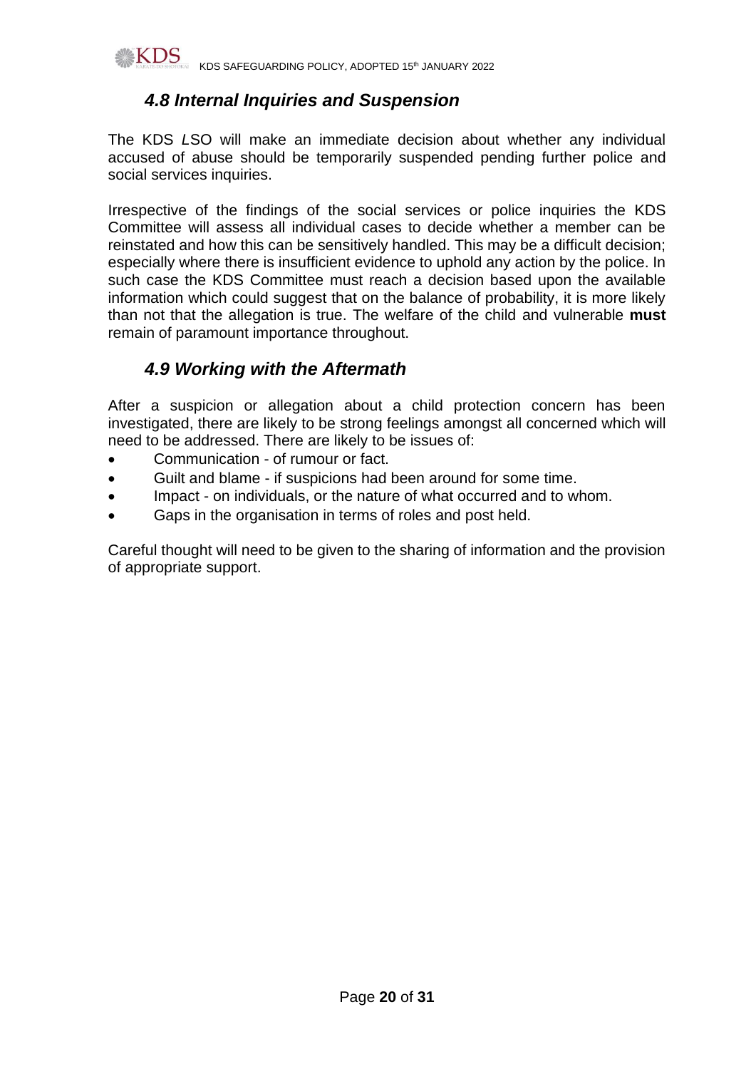### *4.8 Internal Inquiries and Suspension*

The KDS *L*SO will make an immediate decision about whether any individual accused of abuse should be temporarily suspended pending further police and social services inquiries.

Irrespective of the findings of the social services or police inquiries the KDS Committee will assess all individual cases to decide whether a member can be reinstated and how this can be sensitively handled. This may be a difficult decision; especially where there is insufficient evidence to uphold any action by the police. In such case the KDS Committee must reach a decision based upon the available information which could suggest that on the balance of probability, it is more likely than not that the allegation is true. The welfare of the child and vulnerable **must** remain of paramount importance throughout.

### *4.9 Working with the Aftermath*

After a suspicion or allegation about a child protection concern has been investigated, there are likely to be strong feelings amongst all concerned which will need to be addressed. There are likely to be issues of:

- Communication - of rumour or fact.
- Guilt and blame - if suspicions had been around for some time.
- Impact - on individuals, or the nature of what occurred and to whom.
- Gaps in the organisation in terms of roles and post held.

Careful thought will need to be given to the sharing of information and the provision of appropriate support.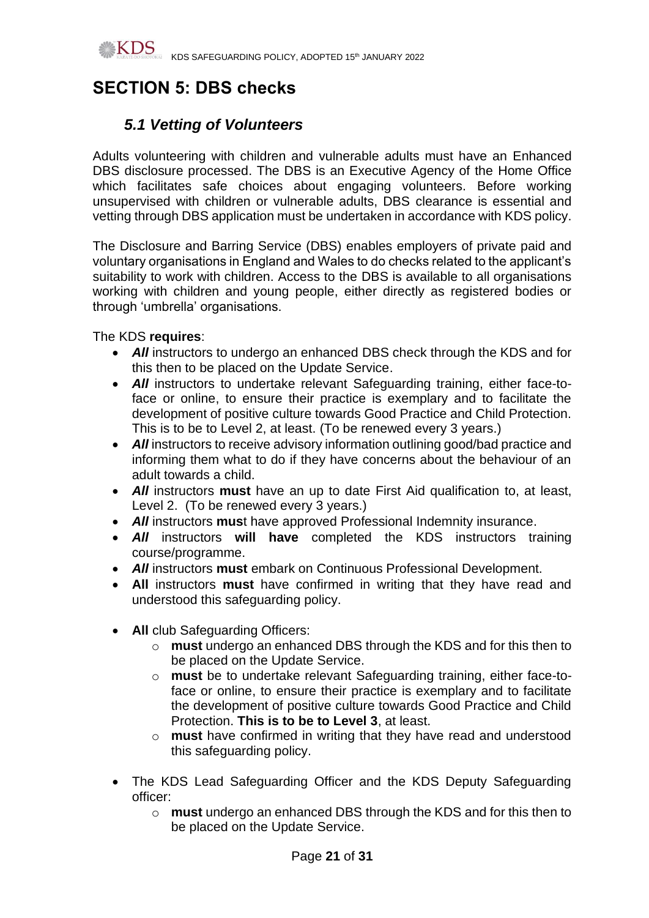# SECTION 5: DBS checks

## *5.1 Vetting of Volunteers*

Adults volunteering with children and vulnerable adults must have an Enhanced DBS disclosure processed. The DBS is an Executive Agency of the Home Office which facilitates safe choices about engaging volunteers. Before working unsupervised with children or vulnerable adults, DBS clearance is essential and vetting through DBS application must be undertaken in accordance with KDS policy.

The Disclosure and Barring Service (DBS) enables employers of private paid and voluntary organisations in England and Wales to do checks related to the applicant's suitability to work with children. Access to the DBS is available to all organisations working with children and young people, either directly as registered bodies or through 'umbrella' organisations.

The KDS **requires**:

- ***All*** instructors to undergo an enhanced DBS check through the KDS and for this then to be placed on the Update Service.
- ***All*** instructors to undertake relevant Safeguarding training, either face-to-face or online, to ensure their practice is exemplary and to facilitate the development of positive culture towards Good Practice and Child Protection. This is to be to Level 2, at least. (To be renewed every 3 years.)
- ***All*** instructors to receive advisory information outlining good/bad practice and informing them what to do if they have concerns about the behaviour of an adult towards a child.
- ***All*** instructors **must** have an up to date First Aid qualification to, at least, Level 2. (To be renewed every 3 years.)
- ***All*** instructors **mus**t have approved Professional Indemnity insurance.
- ***All*** instructors **will have** completed the KDS instructors training course/programme.
- ***All*** instructors **must** embark on Continuous Professional Development.
- **All** instructors **must** have confirmed in writing that they have read and understood this safeguarding policy.

- **All** club Safeguarding Officers:
  - **must** undergo an enhanced DBS through the KDS and for this then to be placed on the Update Service.
  - **must** be to undertake relevant Safeguarding training, either face-to-face or online, to ensure their practice is exemplary and to facilitate the development of positive culture towards Good Practice and Child Protection. **This is to be to Level 3**, at least.
  - **must** have confirmed in writing that they have read and understood this safeguarding policy.

- The KDS Lead Safeguarding Officer and the KDS Deputy Safeguarding officer:
  - **must** undergo an enhanced DBS through the KDS and for this then to be placed on the Update Service.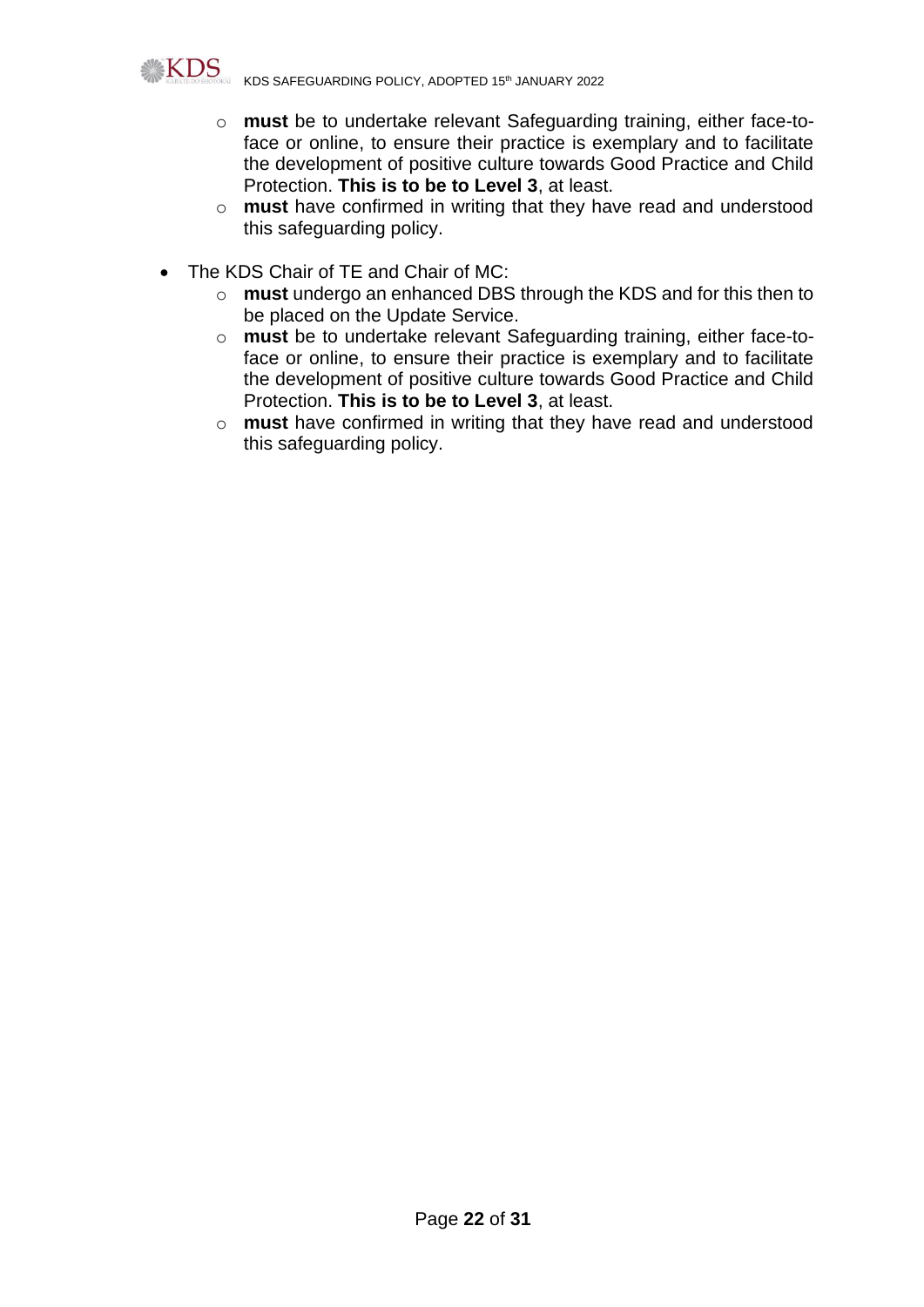- **must** be to undertake relevant Safeguarding training, either face-to-face or online, to ensure their practice is exemplary and to facilitate the development of positive culture towards Good Practice and Child Protection. **This is to be to Level 3**, at least.
  - **must** have confirmed in writing that they have read and understood this safeguarding policy.

- The KDS Chair of TE and Chair of MC:
  - **must** undergo an enhanced DBS through the KDS and for this then to be placed on the Update Service.
  - **must** be to undertake relevant Safeguarding training, either face-to-face or online, to ensure their practice is exemplary and to facilitate the development of positive culture towards Good Practice and Child Protection. **This is to be to Level 3**, at least.
  - **must** have confirmed in writing that they have read and understood this safeguarding policy.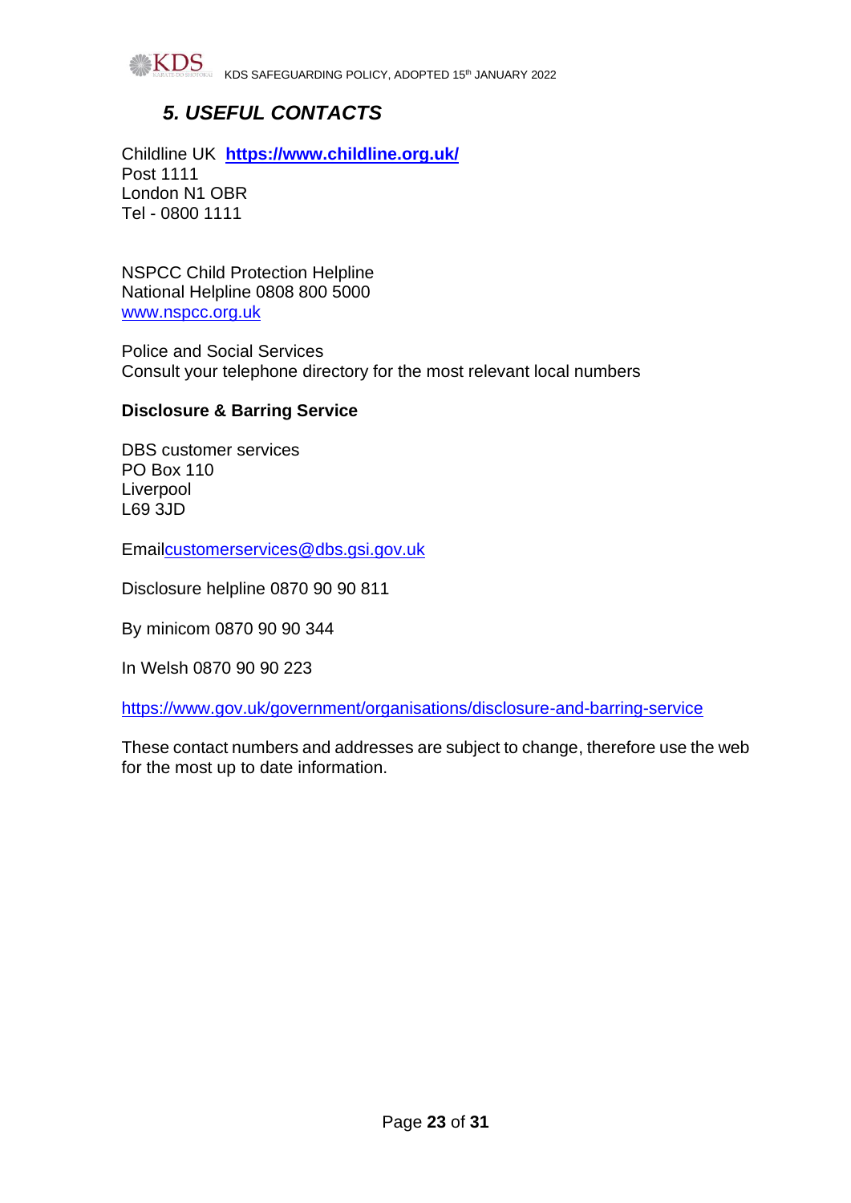## *5. USEFUL CONTACTS*

Childline UK **https://www.childline.org.uk/**
Post 1111
London N1 OBR
Tel - 0800 1111

NSPCC Child Protection Helpline
National Helpline 0808 800 5000
www.nspcc.org.uk

Police and Social Services
Consult your telephone directory for the most relevant local numbers

**Disclosure & Barring Service**

DBS customer services
PO Box 110
Liverpool
L69 3JD

Emailcustomerservices@dbs.gsi.gov.uk

Disclosure helpline 0870 90 90 811

By minicom 0870 90 90 344

In Welsh 0870 90 90 223

https://www.gov.uk/government/organisations/disclosure-and-barring-service

These contact numbers and addresses are subject to change, therefore use the web for the most up to date information.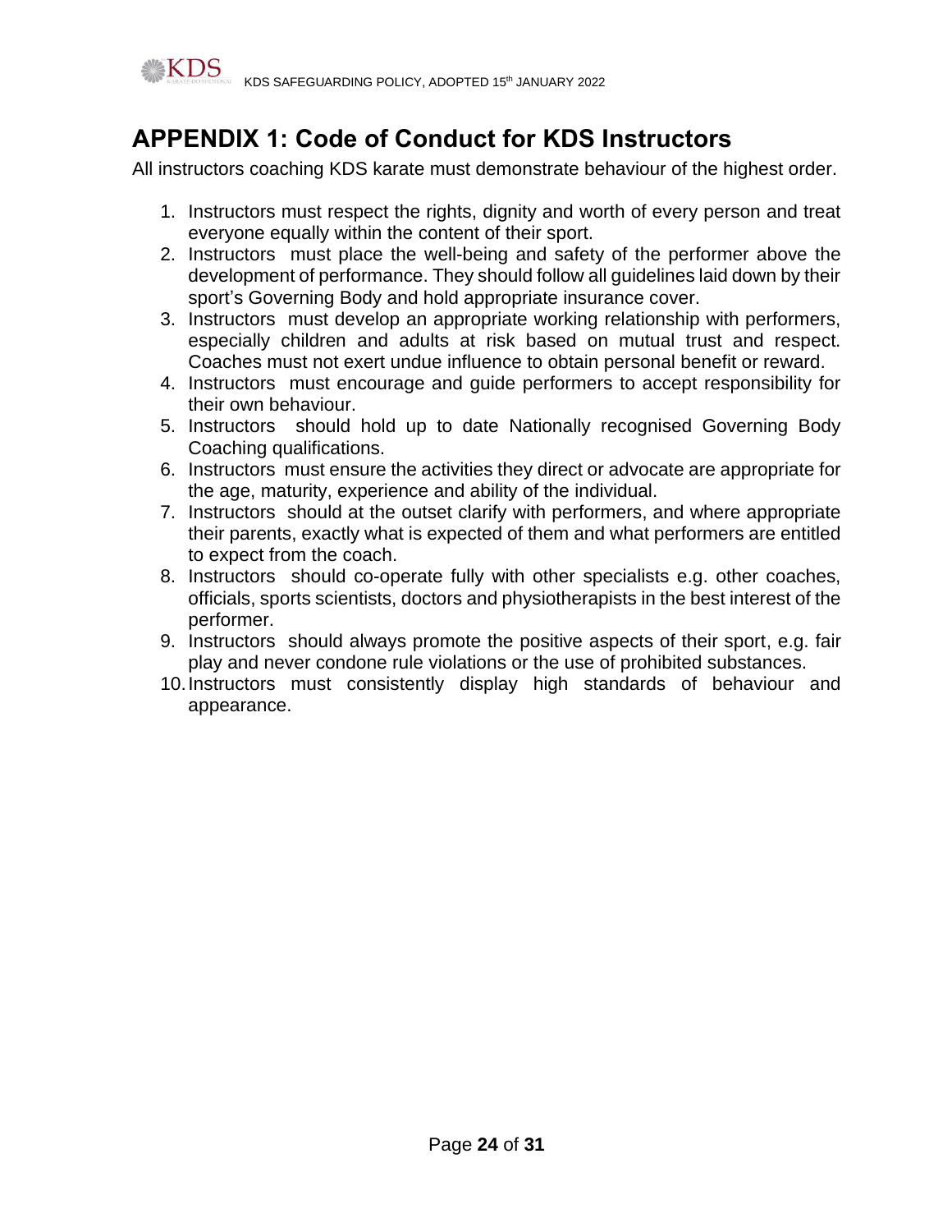# APPENDIX 1: Code of Conduct for KDS Instructors

All instructors coaching KDS karate must demonstrate behaviour of the highest order.

1. Instructors must respect the rights, dignity and worth of every person and treat everyone equally within the content of their sport.
2. Instructors must place the well-being and safety of the performer above the development of performance. They should follow all guidelines laid down by their sport's Governing Body and hold appropriate insurance cover.
3. Instructors must develop an appropriate working relationship with performers, especially children and adults at risk based on mutual trust and respect. Coaches must not exert undue influence to obtain personal benefit or reward.
4. Instructors must encourage and guide performers to accept responsibility for their own behaviour.
5. Instructors should hold up to date Nationally recognised Governing Body Coaching qualifications.
6. Instructors must ensure the activities they direct or advocate are appropriate for the age, maturity, experience and ability of the individual.
7. Instructors should at the outset clarify with performers, and where appropriate their parents, exactly what is expected of them and what performers are entitled to expect from the coach.
8. Instructors should co-operate fully with other specialists e.g. other coaches, officials, sports scientists, doctors and physiotherapists in the best interest of the performer.
9. Instructors should always promote the positive aspects of their sport, e.g. fair play and never condone rule violations or the use of prohibited substances.
10. Instructors must consistently display high standards of behaviour and appearance.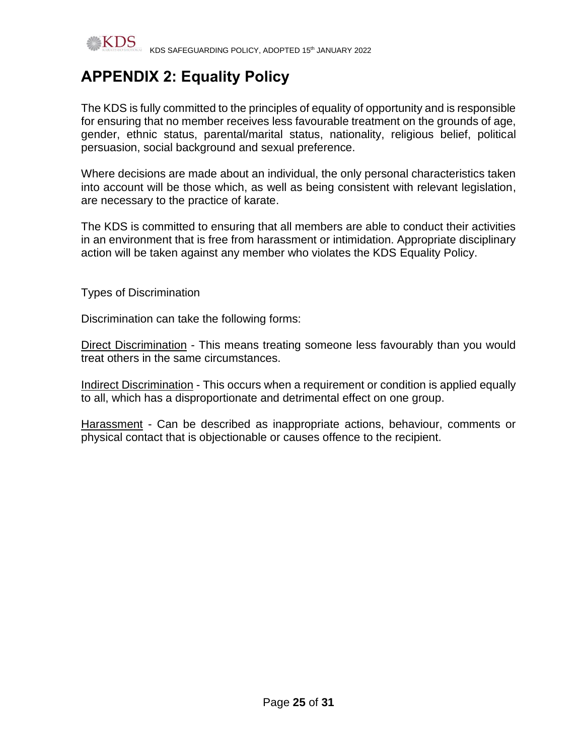# APPENDIX 2: Equality Policy

The KDS is fully committed to the principles of equality of opportunity and is responsible for ensuring that no member receives less favourable treatment on the grounds of age, gender, ethnic status, parental/marital status, nationality, religious belief, political persuasion, social background and sexual preference.

Where decisions are made about an individual, the only personal characteristics taken into account will be those which, as well as being consistent with relevant legislation, are necessary to the practice of karate.

The KDS is committed to ensuring that all members are able to conduct their activities in an environment that is free from harassment or intimidation. Appropriate disciplinary action will be taken against any member who violates the KDS Equality Policy.

Types of Discrimination

Discrimination can take the following forms:

<u>Direct Discrimination</u> - This means treating someone less favourably than you would treat others in the same circumstances.

<u>Indirect Discrimination</u> - This occurs when a requirement or condition is applied equally to all, which has a disproportionate and detrimental effect on one group.

<u>Harassment</u> - Can be described as inappropriate actions, behaviour, comments or physical contact that is objectionable or causes offence to the recipient.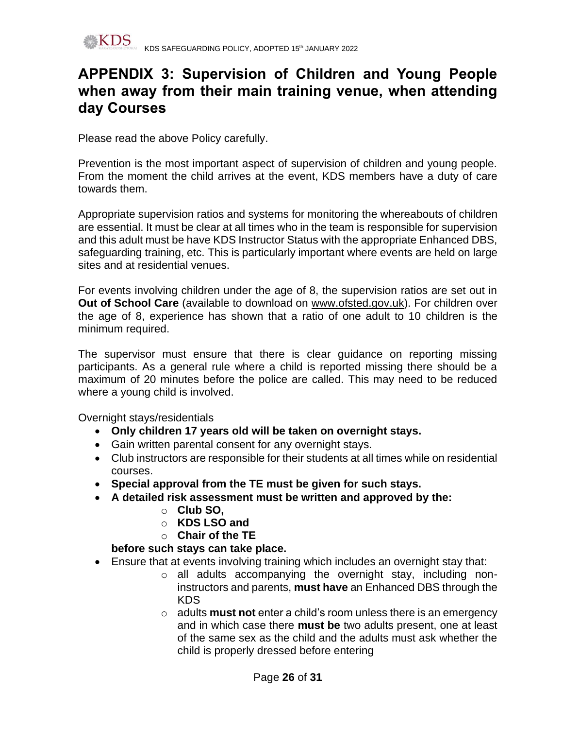# APPENDIX 3: Supervision of Children and Young People when away from their main training venue, when attending day Courses

Please read the above Policy carefully.

Prevention is the most important aspect of supervision of children and young people. From the moment the child arrives at the event, KDS members have a duty of care towards them.

Appropriate supervision ratios and systems for monitoring the whereabouts of children are essential. It must be clear at all times who in the team is responsible for supervision and this adult must be have KDS Instructor Status with the appropriate Enhanced DBS, safeguarding training, etc. This is particularly important where events are held on large sites and at residential venues.

For events involving children under the age of 8, the supervision ratios are set out in **Out of School Care** (available to download on www.ofsted.gov.uk). For children over the age of 8, experience has shown that a ratio of one adult to 10 children is the minimum required.

The supervisor must ensure that there is clear guidance on reporting missing participants. As a general rule where a child is reported missing there should be a maximum of 20 minutes before the police are called. This may need to be reduced where a young child is involved.

Overnight stays/residentials

- **Only children 17 years old will be taken on overnight stays.**
- Gain written parental consent for any overnight stays.
- Club instructors are responsible for their students at all times while on residential courses.
- **Special approval from the TE must be given for such stays.**
- **A detailed risk assessment must be written and approved by the:**
  - **Club SO,**
  - **KDS LSO and**
  - **Chair of the TE**

  **before such stays can take place.**
- Ensure that at events involving training which includes an overnight stay that:
  - all adults accompanying the overnight stay, including non-instructors and parents, **must have** an Enhanced DBS through the KDS
  - adults **must not** enter a child's room unless there is an emergency and in which case there **must be** two adults present, one at least of the same sex as the child and the adults must ask whether the child is properly dressed before entering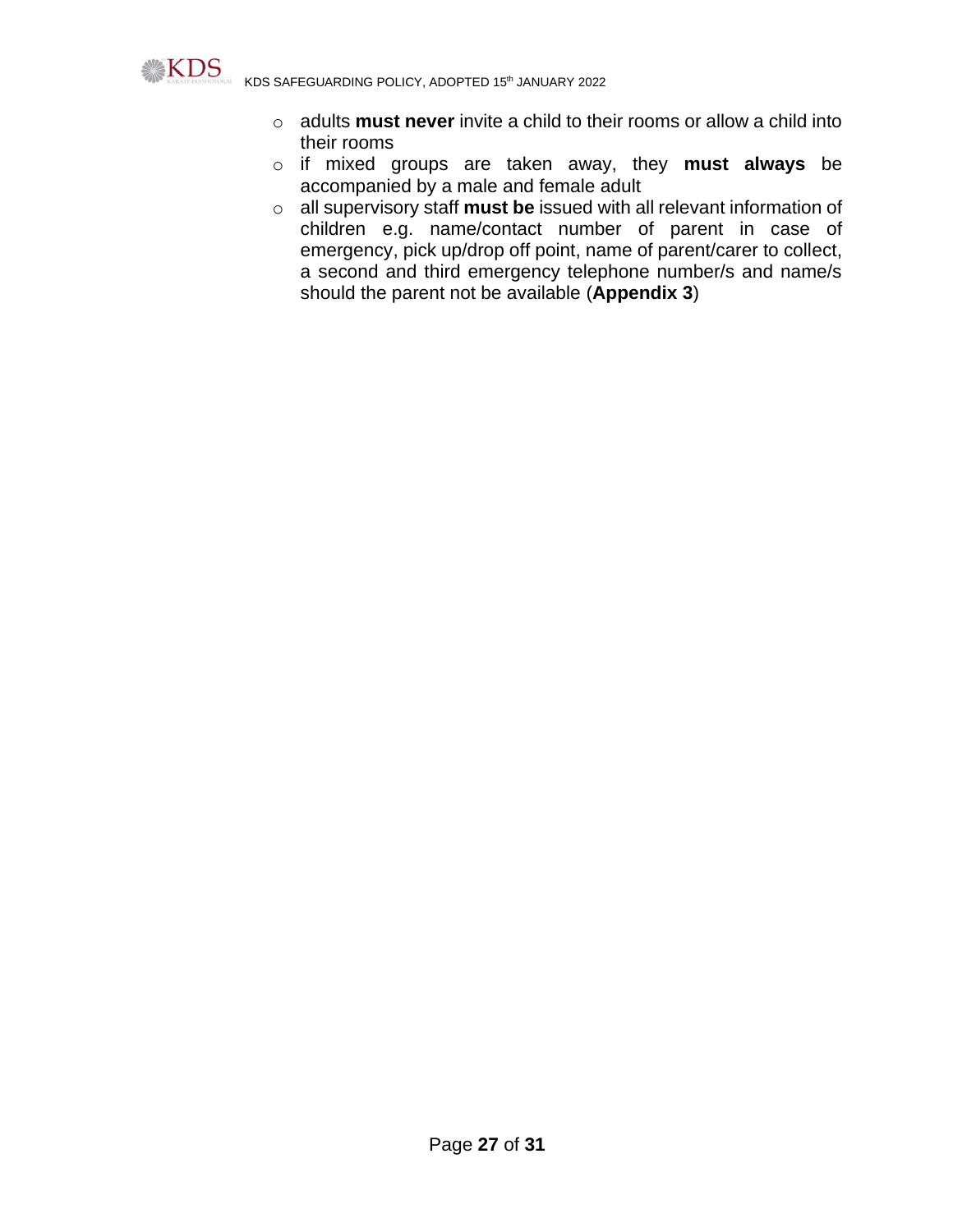- adults **must never** invite a child to their rooms or allow a child into their rooms
- if mixed groups are taken away, they **must always** be accompanied by a male and female adult
- all supervisory staff **must be** issued with all relevant information of children e.g. name/contact number of parent in case of emergency, pick up/drop off point, name of parent/carer to collect, a second and third emergency telephone number/s and name/s should the parent not be available (**Appendix 3**)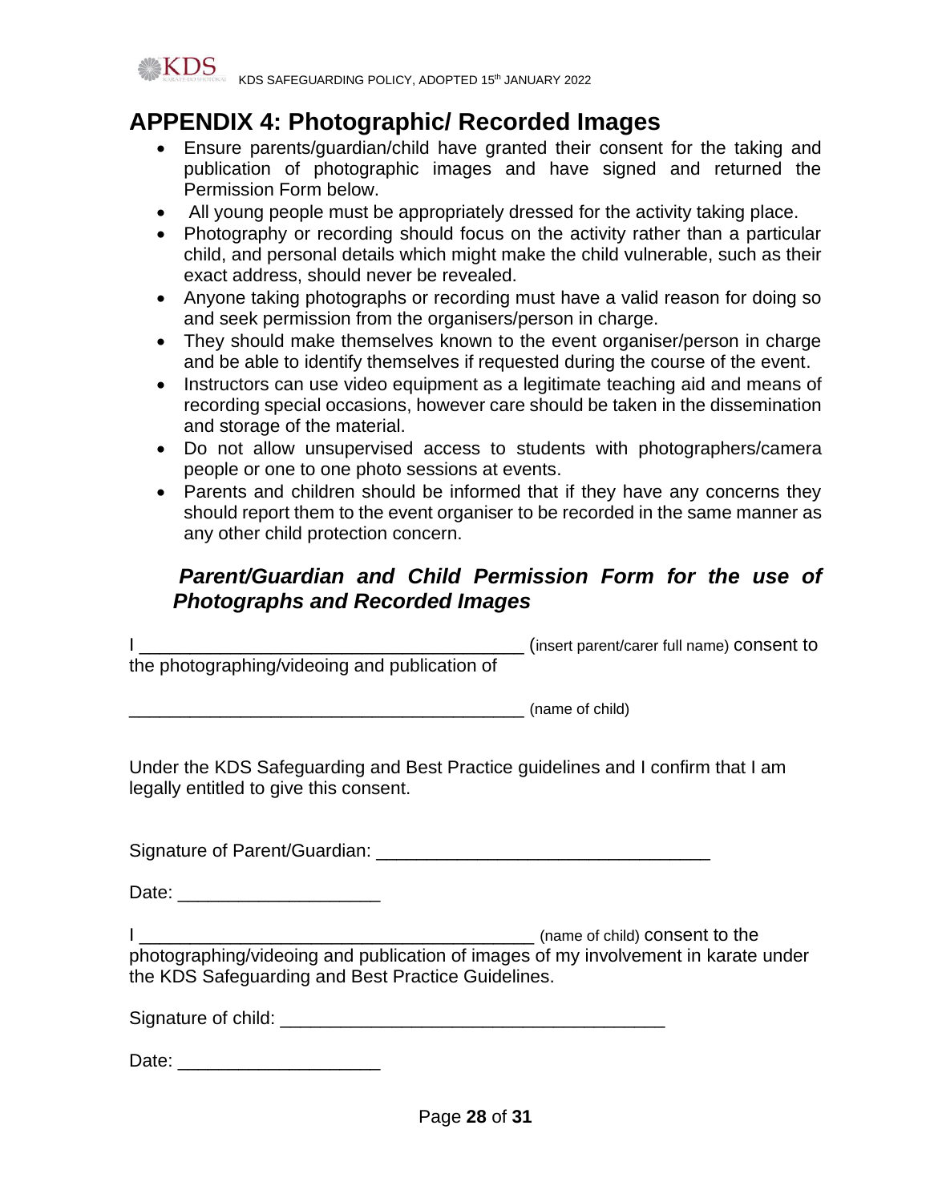# APPENDIX 4: Photographic/ Recorded Images

- Ensure parents/guardian/child have granted their consent for the taking and publication of photographic images and have signed and returned the Permission Form below.
- All young people must be appropriately dressed for the activity taking place.
- Photography or recording should focus on the activity rather than a particular child, and personal details which might make the child vulnerable, such as their exact address, should never be revealed.
- Anyone taking photographs or recording must have a valid reason for doing so and seek permission from the organisers/person in charge.
- They should make themselves known to the event organiser/person in charge and be able to identify themselves if requested during the course of the event.
- Instructors can use video equipment as a legitimate teaching aid and means of recording special occasions, however care should be taken in the dissemination and storage of the material.
- Do not allow unsupervised access to students with photographers/camera people or one to one photo sessions at events.
- Parents and children should be informed that if they have any concerns they should report them to the event organiser to be recorded in the same manner as any other child protection concern.

## *Parent/Guardian and Child Permission Form for the use of Photographs and Recorded Images*

I ______________________________________ (insert parent/carer full name) consent to the photographing/videoing and publication of

________________________________________ (name of child)

Under the KDS Safeguarding and Best Practice guidelines and I confirm that I am legally entitled to give this consent.

Signature of Parent/Guardian: _________________________________

Date: ____________________

I ________________________________________ (name of child) consent to the photographing/videoing and publication of images of my involvement in karate under the KDS Safeguarding and Best Practice Guidelines.

Signature of child: ______________________________________

Date: ____________________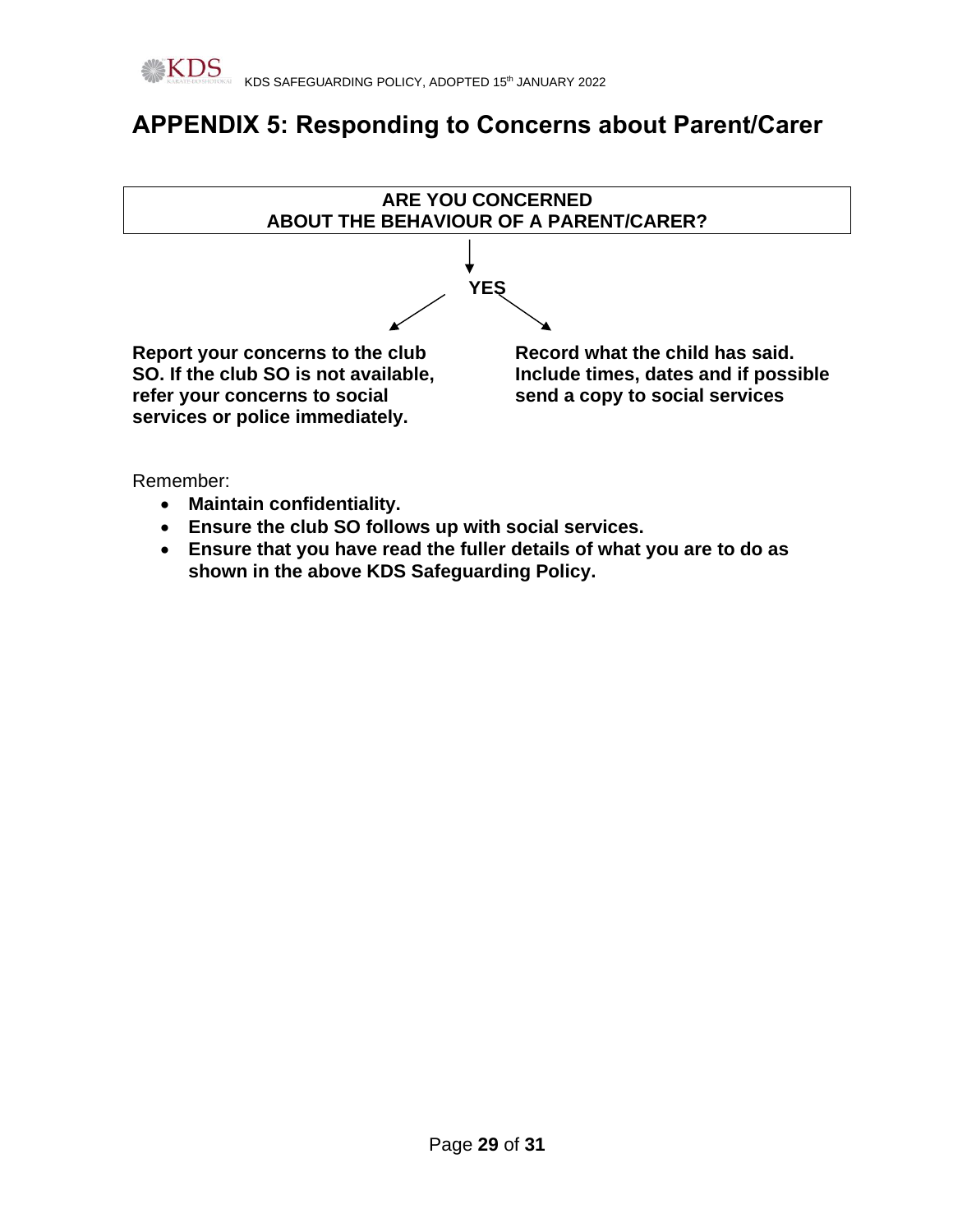# APPENDIX 5: Responding to Concerns about Parent/Carer

**ARE YOU CONCERNED ABOUT THE BEHAVIOUR OF A PARENT/CARER?**

↓

**YES**

**Report your concerns to the club SO. If the club SO is not available, refer your concerns to social services or police immediately.**

**Record what the child has said. Include times, dates and if possible send a copy to social services**

Remember:

- **Maintain confidentiality.**
- **Ensure the club SO follows up with social services.**
- **Ensure that you have read the fuller details of what you are to do as shown in the above KDS Safeguarding Policy.**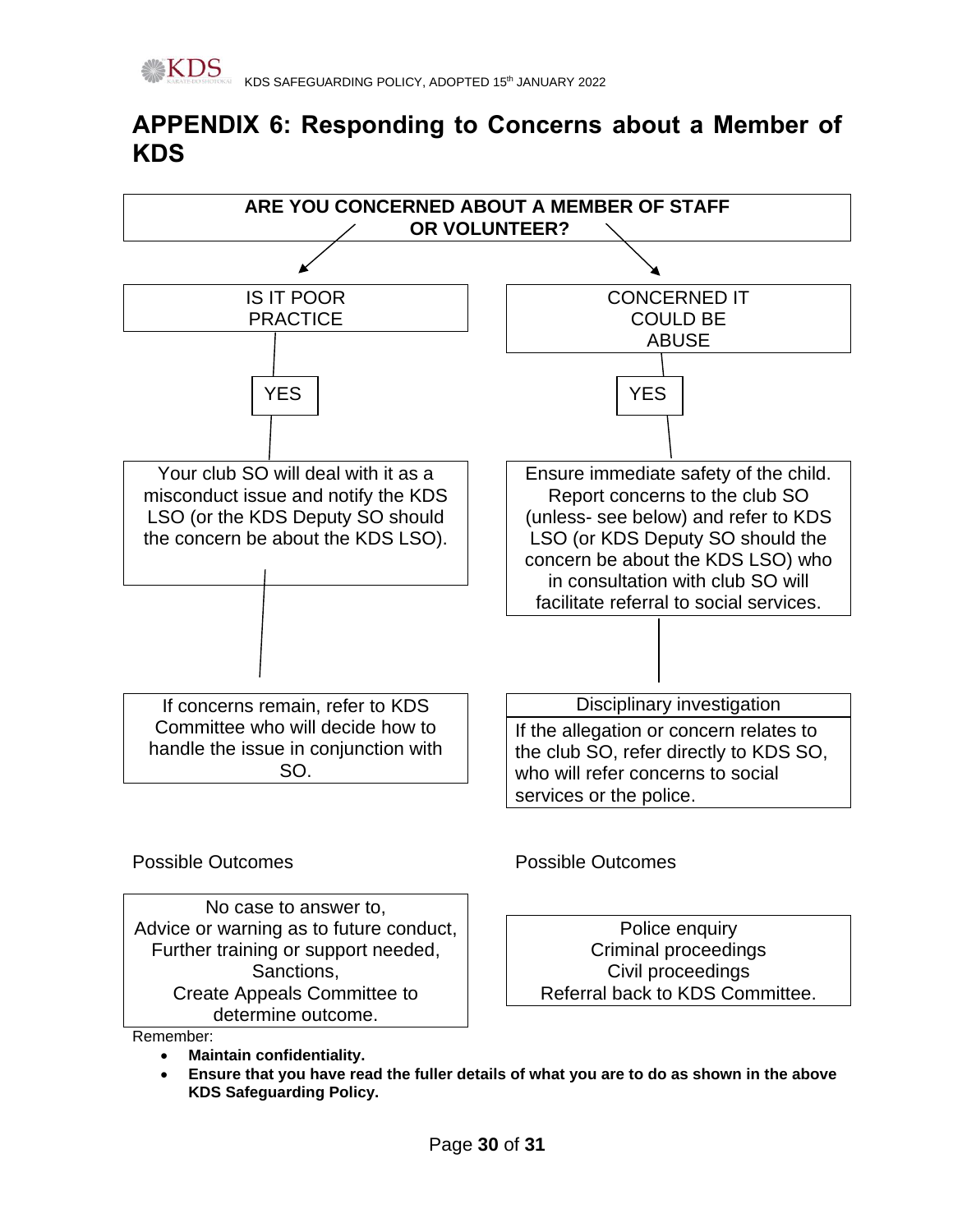## APPENDIX 6: Responding to Concerns about a Member of KDS

**ARE YOU CONCERNED ABOUT A MEMBER OF STAFF OR VOLUNTEER?**

| IS IT POOR PRACTICE | CONCERNED IT COULD BE ABUSE |
| --- | --- |
| YES | YES |
| Your club SO will deal with it as a misconduct issue and notify the KDS LSO (or the KDS Deputy SO should the concern be about the KDS LSO). | Ensure immediate safety of the child. Report concerns to the club SO (unless- see below) and refer to KDS LSO (or KDS Deputy SO should the concern be about the KDS LSO) who in consultation with club SO will facilitate referral to social services. |
| If concerns remain, refer to KDS Committee who will decide how to handle the issue in conjunction with SO. | Disciplinary investigation<br>If the allegation or concern relates to the club SO, refer directly to KDS SO, who will refer concerns to social services or the police. |
| Possible Outcomes | Possible Outcomes |
| No case to answer to,<br>Advice or warning as to future conduct,<br>Further training or support needed,<br>Sanctions,<br>Create Appeals Committee to determine outcome. | Police enquiry<br>Criminal proceedings<br>Civil proceedings<br>Referral back to KDS Committee. |

Remember:

- **Maintain confidentiality.**
- **Ensure that you have read the fuller details of what you are to do as shown in the above KDS Safeguarding Policy.**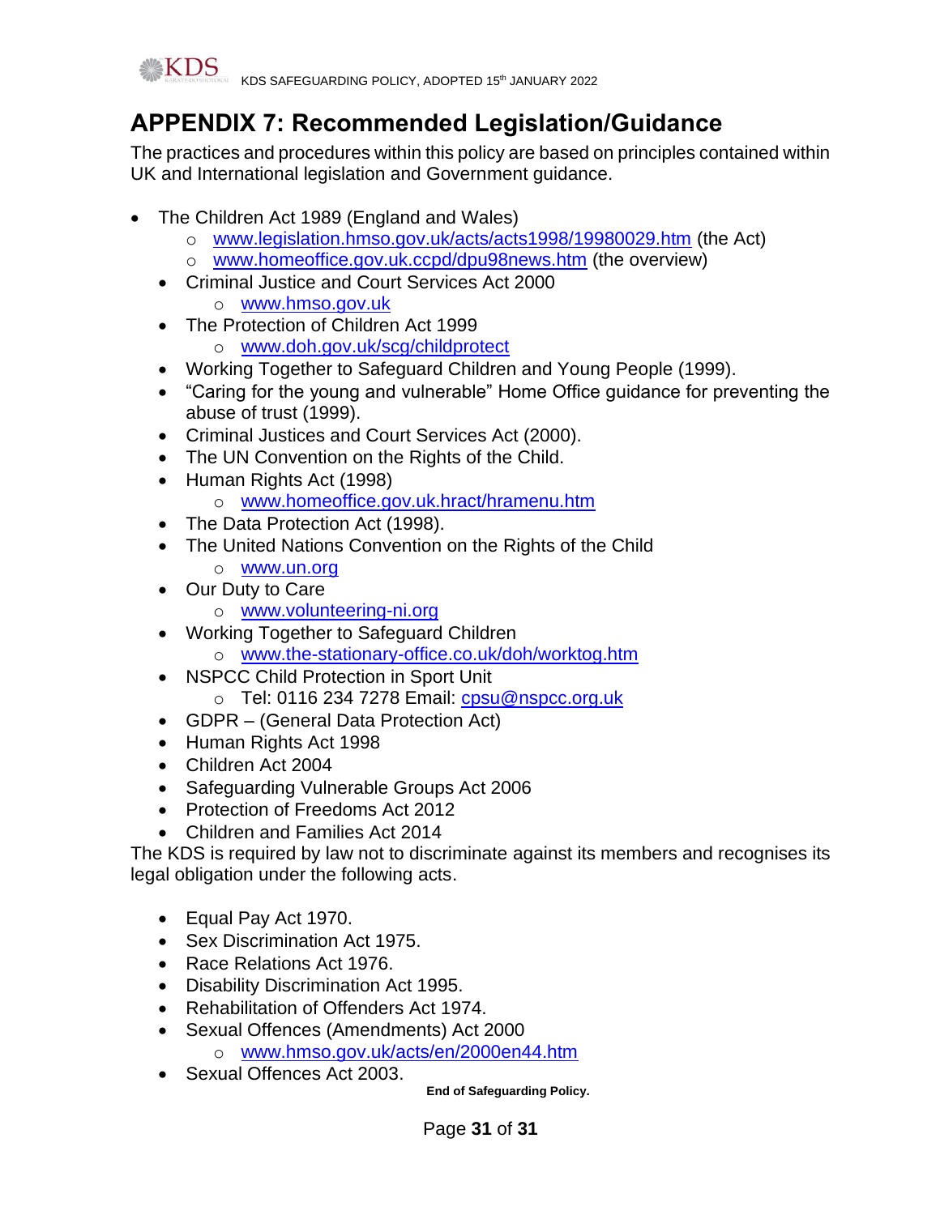# APPENDIX 7: Recommended Legislation/Guidance

The practices and procedures within this policy are based on principles contained within UK and International legislation and Government guidance.

- The Children Act 1989 (England and Wales)
    - www.legislation.hmso.gov.uk/acts/acts1998/19980029.htm (the Act)
    - www.homeoffice.gov.uk.ccpd/dpu98news.htm (the overview)
  - Criminal Justice and Court Services Act 2000
    - www.hmso.gov.uk
  - The Protection of Children Act 1999
    - www.doh.gov.uk/scg/childprotect
  - Working Together to Safeguard Children and Young People (1999).
  - "Caring for the young and vulnerable" Home Office guidance for preventing the abuse of trust (1999).
  - Criminal Justices and Court Services Act (2000).
  - The UN Convention on the Rights of the Child.
  - Human Rights Act (1998)
    - www.homeoffice.gov.uk.hract/hramenu.htm
  - The Data Protection Act (1998).
  - The United Nations Convention on the Rights of the Child
    - www.un.org
  - Our Duty to Care
    - www.volunteering-ni.org
  - Working Together to Safeguard Children
    - www.the-stationary-office.co.uk/doh/worktog.htm
  - NSPCC Child Protection in Sport Unit
    - Tel: 0116 234 7278 Email: cpsu@nspcc.org.uk
  - GDPR – (General Data Protection Act)
  - Human Rights Act 1998
  - Children Act 2004
  - Safeguarding Vulnerable Groups Act 2006
  - Protection of Freedoms Act 2012
  - Children and Families Act 2014

The KDS is required by law not to discriminate against its members and recognises its legal obligation under the following acts.

- Equal Pay Act 1970.
- Sex Discrimination Act 1975.
- Race Relations Act 1976.
- Disability Discrimination Act 1995.
- Rehabilitation of Offenders Act 1974.
- Sexual Offences (Amendments) Act 2000
  - www.hmso.gov.uk/acts/en/2000en44.htm
- Sexual Offences Act 2003.

**End of Safeguarding Policy.**